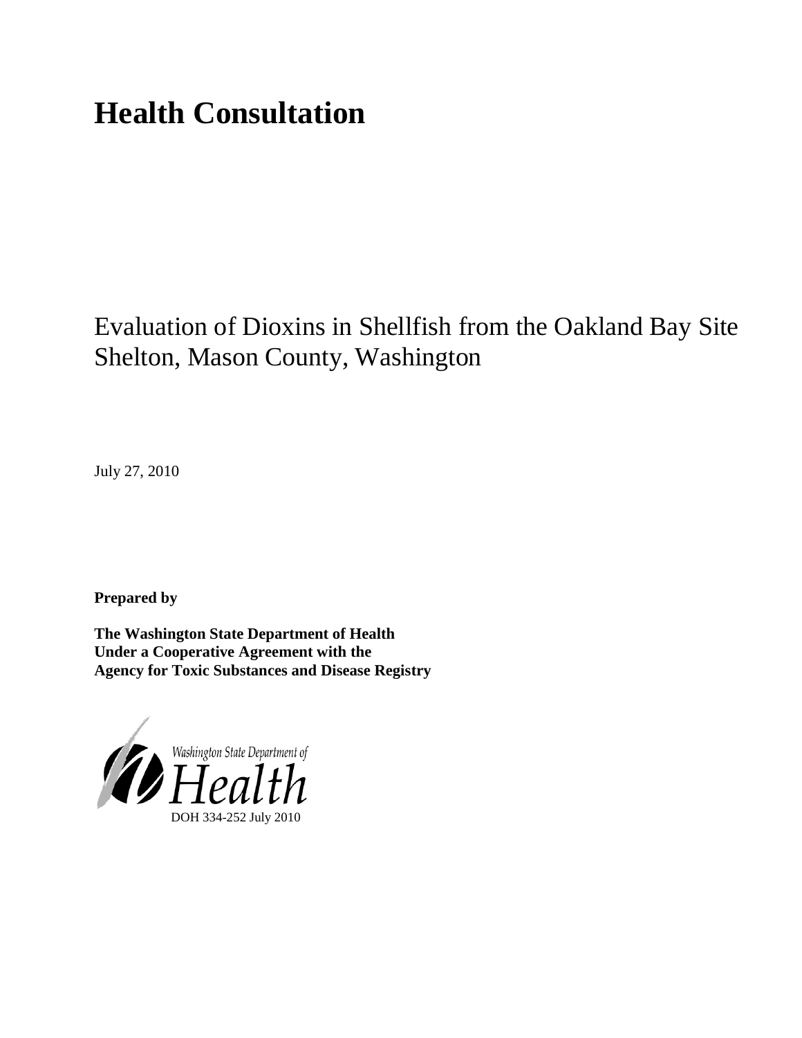# Health Consultation

Evaluation of Dioxins in Shellfish from the Oakland Bay Site
Shelton, Mason County, Washington

July 27, 2010

**Prepared by**

**The Washington State Department of Health**
**Under a Cooperative Agreement with the**
**Agency for Toxic Substances and Disease Registry**

Washington State Department of
Health
DOH 334-252 July 2010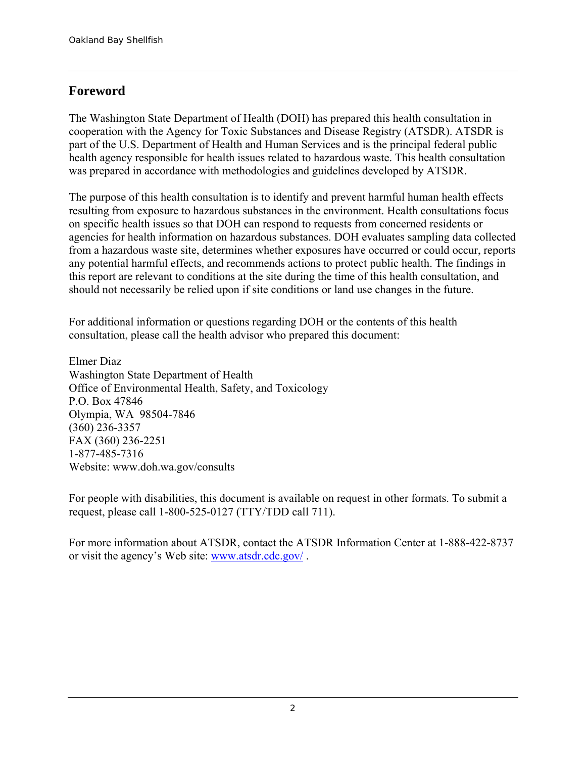## Foreword

The Washington State Department of Health (DOH) has prepared this health consultation in cooperation with the Agency for Toxic Substances and Disease Registry (ATSDR). ATSDR is part of the U.S. Department of Health and Human Services and is the principal federal public health agency responsible for health issues related to hazardous waste. This health consultation was prepared in accordance with methodologies and guidelines developed by ATSDR.

The purpose of this health consultation is to identify and prevent harmful human health effects resulting from exposure to hazardous substances in the environment. Health consultations focus on specific health issues so that DOH can respond to requests from concerned residents or agencies for health information on hazardous substances. DOH evaluates sampling data collected from a hazardous waste site, determines whether exposures have occurred or could occur, reports any potential harmful effects, and recommends actions to protect public health. The findings in this report are relevant to conditions at the site during the time of this health consultation, and should not necessarily be relied upon if site conditions or land use changes in the future.

For additional information or questions regarding DOH or the contents of this health consultation, please call the health advisor who prepared this document:

Elmer Diaz
Washington State Department of Health
Office of Environmental Health, Safety, and Toxicology
P.O. Box 47846
Olympia, WA 98504-7846
(360) 236-3357
FAX (360) 236-2251
1-877-485-7316
Website: www.doh.wa.gov/consults

For people with disabilities, this document is available on request in other formats. To submit a request, please call 1-800-525-0127 (TTY/TDD call 711).

For more information about ATSDR, contact the ATSDR Information Center at 1-888-422-8737 or visit the agency's Web site: [www.atsdr.cdc.gov/](http://www.atsdr.cdc.gov/) .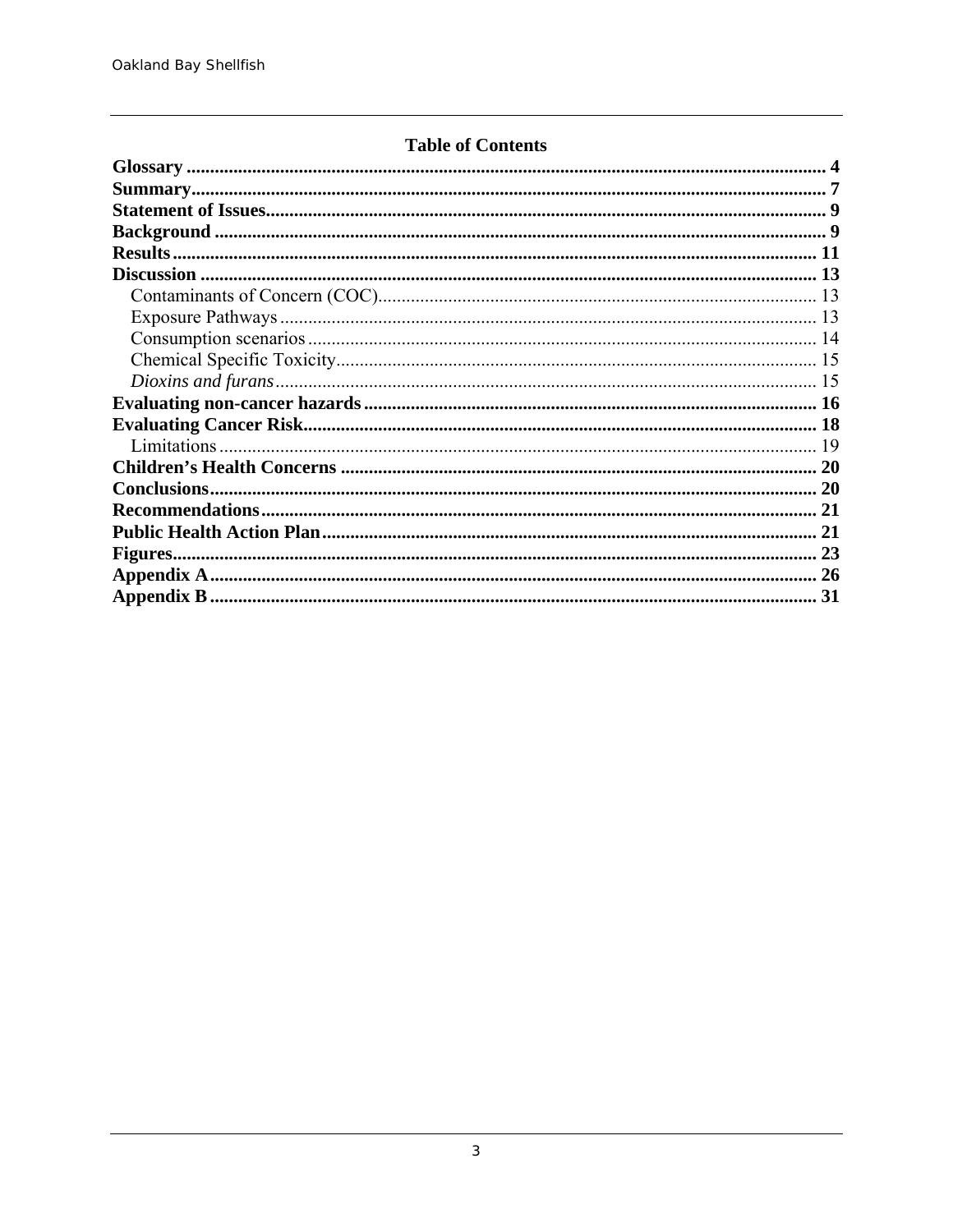## Table of Contents

**Glossary** ........ 4
**Summary** ........ 7
**Statement of Issues** ........ 9
**Background** ........ 9
**Results** ........ 11
**Discussion** ........ 13
  Contaminants of Concern (COC) ........ 13
  Exposure Pathways ........ 13
  Consumption scenarios ........ 14
  Chemical Specific Toxicity ........ 15
  *Dioxins and furans* ........ 15
**Evaluating non-cancer hazards** ........ 16
**Evaluating Cancer Risk** ........ 18
  Limitations ........ 19
**Children's Health Concerns** ........ 20
**Conclusions** ........ 20
**Recommendations** ........ 21
**Public Health Action Plan** ........ 21
**Figures** ........ 23
**Appendix A** ........ 26
**Appendix B** ........ 31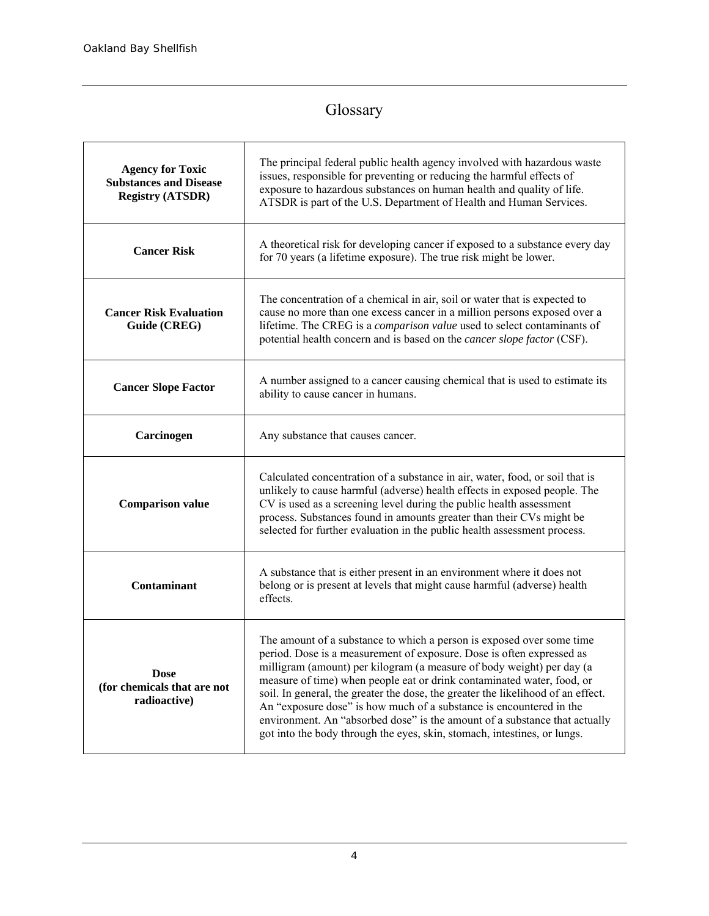# Glossary

| | |
|---|---|
| **Agency for Toxic Substances and Disease Registry (ATSDR)** | The principal federal public health agency involved with hazardous waste issues, responsible for preventing or reducing the harmful effects of exposure to hazardous substances on human health and quality of life. ATSDR is part of the U.S. Department of Health and Human Services. |
| **Cancer Risk** | A theoretical risk for developing cancer if exposed to a substance every day for 70 years (a lifetime exposure). The true risk might be lower. |
| **Cancer Risk Evaluation Guide (CREG)** | The concentration of a chemical in air, soil or water that is expected to cause no more than one excess cancer in a million persons exposed over a lifetime. The CREG is a *comparison value* used to select contaminants of potential health concern and is based on the *cancer slope factor* (CSF). |
| **Cancer Slope Factor** | A number assigned to a cancer causing chemical that is used to estimate its ability to cause cancer in humans. |
| **Carcinogen** | Any substance that causes cancer. |
| **Comparison value** | Calculated concentration of a substance in air, water, food, or soil that is unlikely to cause harmful (adverse) health effects in exposed people. The CV is used as a screening level during the public health assessment process. Substances found in amounts greater than their CVs might be selected for further evaluation in the public health assessment process. |
| **Contaminant** | A substance that is either present in an environment where it does not belong or is present at levels that might cause harmful (adverse) health effects. |
| **Dose (for chemicals that are not radioactive)** | The amount of a substance to which a person is exposed over some time period. Dose is a measurement of exposure. Dose is often expressed as milligram (amount) per kilogram (a measure of body weight) per day (a measure of time) when people eat or drink contaminated water, food, or soil. In general, the greater the dose, the greater the likelihood of an effect. An "exposure dose" is how much of a substance is encountered in the environment. An "absorbed dose" is the amount of a substance that actually got into the body through the eyes, skin, stomach, intestines, or lungs. |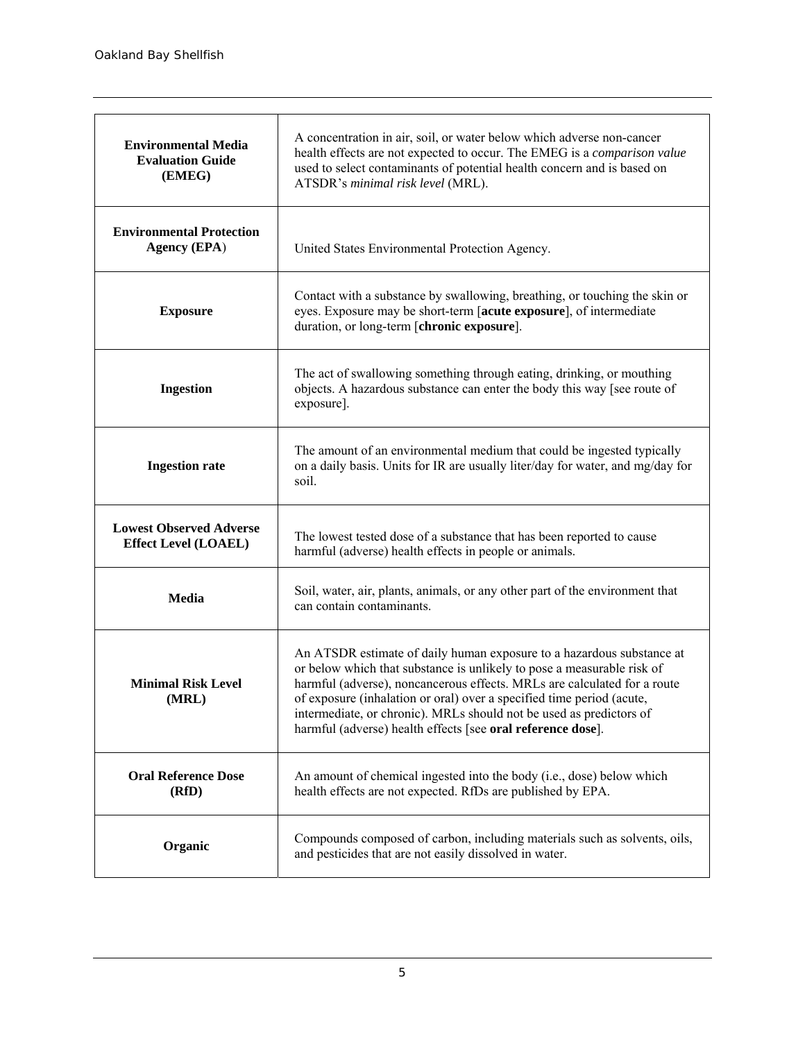| | |
|---|---|
| **Environmental Media Evaluation Guide (EMEG)** | A concentration in air, soil, or water below which adverse non-cancer health effects are not expected to occur. The EMEG is a *comparison value* used to select contaminants of potential health concern and is based on ATSDR's *minimal risk level* (MRL). |
| **Environmental Protection Agency (EPA**) | United States Environmental Protection Agency. |
| **Exposure** | Contact with a substance by swallowing, breathing, or touching the skin or eyes. Exposure may be short-term [**acute exposure**], of intermediate duration, or long-term [**chronic exposure**]. |
| **Ingestion** | The act of swallowing something through eating, drinking, or mouthing objects. A hazardous substance can enter the body this way [see route of exposure]. |
| **Ingestion rate** | The amount of an environmental medium that could be ingested typically on a daily basis. Units for IR are usually liter/day for water, and mg/day for soil. |
| **Lowest Observed Adverse Effect Level (LOAEL)** | The lowest tested dose of a substance that has been reported to cause harmful (adverse) health effects in people or animals. |
| **Media** | Soil, water, air, plants, animals, or any other part of the environment that can contain contaminants. |
| **Minimal Risk Level (MRL)** | An ATSDR estimate of daily human exposure to a hazardous substance at or below which that substance is unlikely to pose a measurable risk of harmful (adverse), noncancerous effects. MRLs are calculated for a route of exposure (inhalation or oral) over a specified time period (acute, intermediate, or chronic). MRLs should not be used as predictors of harmful (adverse) health effects [see **oral reference dose**]. |
| **Oral Reference Dose (RfD)** | An amount of chemical ingested into the body (i.e., dose) below which health effects are not expected. RfDs are published by EPA. |
| **Organic** | Compounds composed of carbon, including materials such as solvents, oils, and pesticides that are not easily dissolved in water. |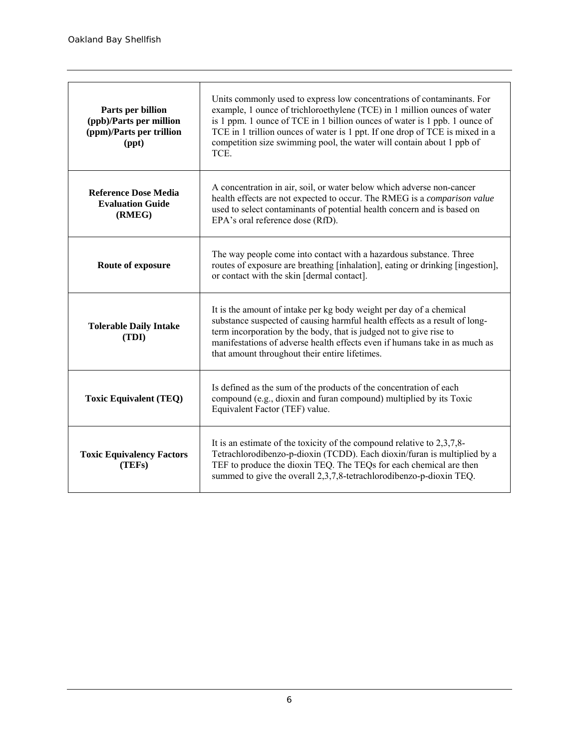| | |
|---|---|
| **Parts per billion (ppb)/Parts per million (ppm)/Parts per trillion (ppt)** | Units commonly used to express low concentrations of contaminants. For example, 1 ounce of trichloroethylene (TCE) in 1 million ounces of water is 1 ppm. 1 ounce of TCE in 1 billion ounces of water is 1 ppb. 1 ounce of TCE in 1 trillion ounces of water is 1 ppt. If one drop of TCE is mixed in a competition size swimming pool, the water will contain about 1 ppb of TCE. |
| **Reference Dose Media Evaluation Guide (RMEG)** | A concentration in air, soil, or water below which adverse non-cancer health effects are not expected to occur. The RMEG is a *comparison value* used to select contaminants of potential health concern and is based on EPA's oral reference dose (RfD). |
| **Route of exposure** | The way people come into contact with a hazardous substance. Three routes of exposure are breathing [inhalation], eating or drinking [ingestion], or contact with the skin [dermal contact]. |
| **Tolerable Daily Intake (TDI)** | It is the amount of intake per kg body weight per day of a chemical substance suspected of causing harmful health effects as a result of long-term incorporation by the body, that is judged not to give rise to manifestations of adverse health effects even if humans take in as much as that amount throughout their entire lifetimes. |
| **Toxic Equivalent (TEQ)** | Is defined as the sum of the products of the concentration of each compound (e.g., dioxin and furan compound) multiplied by its Toxic Equivalent Factor (TEF) value. |
| **Toxic Equivalency Factors (TEFs)** | It is an estimate of the toxicity of the compound relative to 2,3,7,8-Tetrachlorodibenzo-p-dioxin (TCDD). Each dioxin/furan is multiplied by a TEF to produce the dioxin TEQ. The TEQs for each chemical are then summed to give the overall 2,3,7,8-tetrachlorodibenzo-p-dioxin TEQ. |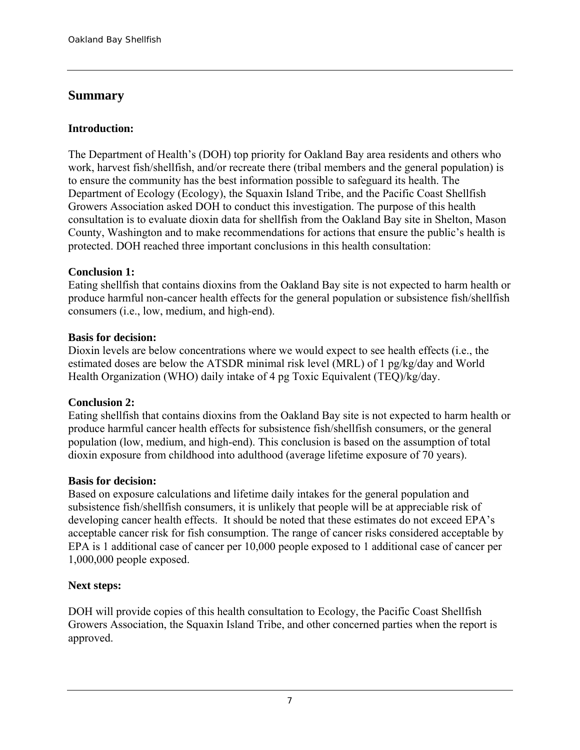## Summary

### Introduction:

The Department of Health's (DOH) top priority for Oakland Bay area residents and others who work, harvest fish/shellfish, and/or recreate there (tribal members and the general population) is to ensure the community has the best information possible to safeguard its health. The Department of Ecology (Ecology), the Squaxin Island Tribe, and the Pacific Coast Shellfish Growers Association asked DOH to conduct this investigation. The purpose of this health consultation is to evaluate dioxin data for shellfish from the Oakland Bay site in Shelton, Mason County, Washington and to make recommendations for actions that ensure the public's health is protected. DOH reached three important conclusions in this health consultation:

**Conclusion 1:**
Eating shellfish that contains dioxins from the Oakland Bay site is not expected to harm health or produce harmful non-cancer health effects for the general population or subsistence fish/shellfish consumers (i.e., low, medium, and high-end).

**Basis for decision:**
Dioxin levels are below concentrations where we would expect to see health effects (i.e., the estimated doses are below the ATSDR minimal risk level (MRL) of 1 pg/kg/day and World Health Organization (WHO) daily intake of 4 pg Toxic Equivalent (TEQ)/kg/day.

**Conclusion 2:**
Eating shellfish that contains dioxins from the Oakland Bay site is not expected to harm health or produce harmful cancer health effects for subsistence fish/shellfish consumers, or the general population (low, medium, and high-end). This conclusion is based on the assumption of total dioxin exposure from childhood into adulthood (average lifetime exposure of 70 years).

**Basis for decision:**
Based on exposure calculations and lifetime daily intakes for the general population and subsistence fish/shellfish consumers, it is unlikely that people will be at appreciable risk of developing cancer health effects. It should be noted that these estimates do not exceed EPA's acceptable cancer risk for fish consumption. The range of cancer risks considered acceptable by EPA is 1 additional case of cancer per 10,000 people exposed to 1 additional case of cancer per 1,000,000 people exposed.

**Next steps:**

DOH will provide copies of this health consultation to Ecology, the Pacific Coast Shellfish Growers Association, the Squaxin Island Tribe, and other concerned parties when the report is approved.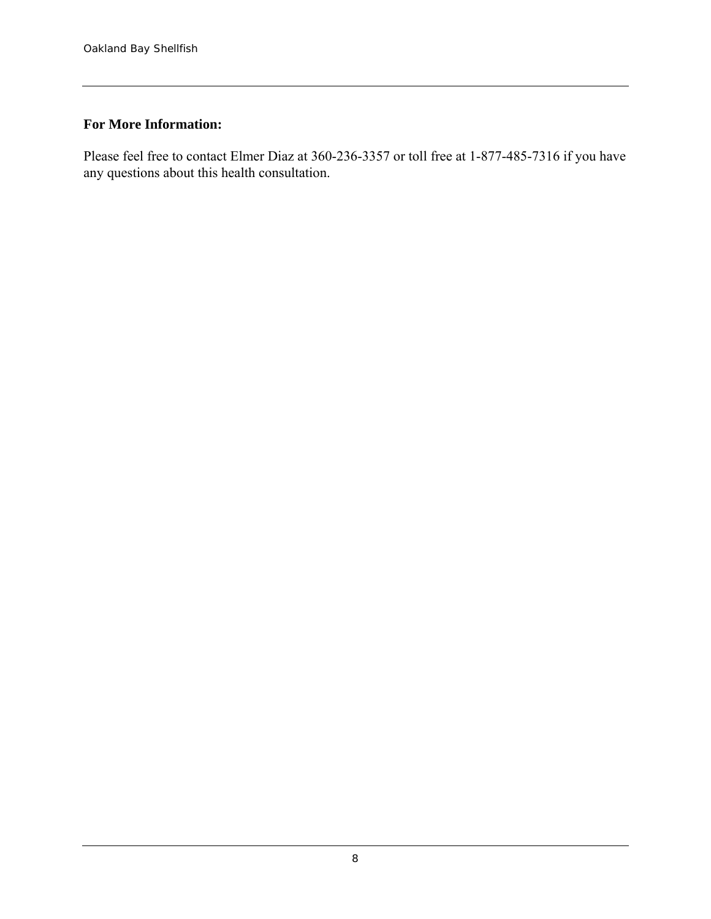**For More Information:**

Please feel free to contact Elmer Diaz at 360-236-3357 or toll free at 1-877-485-7316 if you have any questions about this health consultation.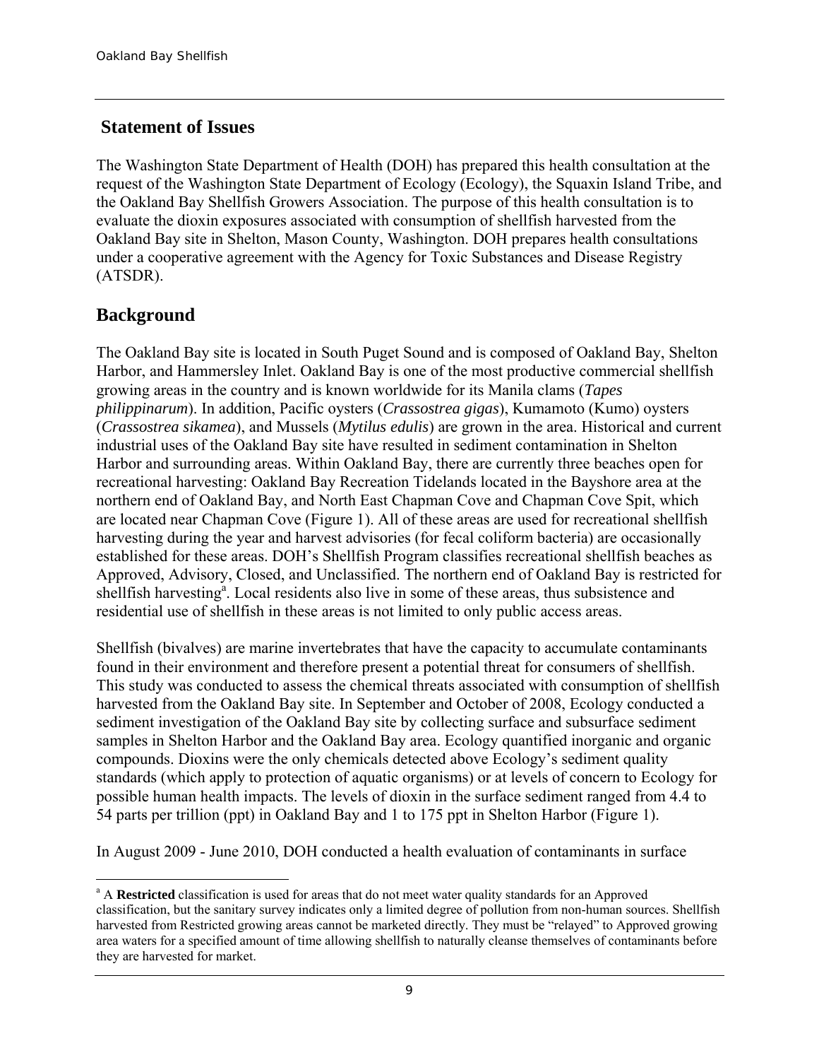## Statement of Issues

The Washington State Department of Health (DOH) has prepared this health consultation at the request of the Washington State Department of Ecology (Ecology), the Squaxin Island Tribe, and the Oakland Bay Shellfish Growers Association. The purpose of this health consultation is to evaluate the dioxin exposures associated with consumption of shellfish harvested from the Oakland Bay site in Shelton, Mason County, Washington. DOH prepares health consultations under a cooperative agreement with the Agency for Toxic Substances and Disease Registry (ATSDR).

## Background

The Oakland Bay site is located in South Puget Sound and is composed of Oakland Bay, Shelton Harbor, and Hammersley Inlet. Oakland Bay is one of the most productive commercial shellfish growing areas in the country and is known worldwide for its Manila clams (*Tapes philippinarum*). In addition, Pacific oysters (*Crassostrea gigas*), Kumamoto (Kumo) oysters (*Crassostrea sikamea*), and Mussels (*Mytilus edulis*) are grown in the area. Historical and current industrial uses of the Oakland Bay site have resulted in sediment contamination in Shelton Harbor and surrounding areas. Within Oakland Bay, there are currently three beaches open for recreational harvesting: Oakland Bay Recreation Tidelands located in the Bayshore area at the northern end of Oakland Bay, and North East Chapman Cove and Chapman Cove Spit, which are located near Chapman Cove (Figure 1). All of these areas are used for recreational shellfish harvesting during the year and harvest advisories (for fecal coliform bacteria) are occasionally established for these areas. DOH's Shellfish Program classifies recreational shellfish beaches as Approved, Advisory, Closed, and Unclassified. The northern end of Oakland Bay is restricted for shellfish harvesting[a]. Local residents also live in some of these areas, thus subsistence and residential use of shellfish in these areas is not limited to only public access areas.

Shellfish (bivalves) are marine invertebrates that have the capacity to accumulate contaminants found in their environment and therefore present a potential threat for consumers of shellfish. This study was conducted to assess the chemical threats associated with consumption of shellfish harvested from the Oakland Bay site. In September and October of 2008, Ecology conducted a sediment investigation of the Oakland Bay site by collecting surface and subsurface sediment samples in Shelton Harbor and the Oakland Bay area. Ecology quantified inorganic and organic compounds. Dioxins were the only chemicals detected above Ecology's sediment quality standards (which apply to protection of aquatic organisms) or at levels of concern to Ecology for possible human health impacts. The levels of dioxin in the surface sediment ranged from 4.4 to 54 parts per trillion (ppt) in Oakland Bay and 1 to 175 ppt in Shelton Harbor (Figure 1).

In August 2009 - June 2010, DOH conducted a health evaluation of contaminants in surface

---

[a] A **Restricted** classification is used for areas that do not meet water quality standards for an Approved classification, but the sanitary survey indicates only a limited degree of pollution from non-human sources. Shellfish harvested from Restricted growing areas cannot be marketed directly. They must be "relayed" to Approved growing area waters for a specified amount of time allowing shellfish to naturally cleanse themselves of contaminants before they are harvested for market.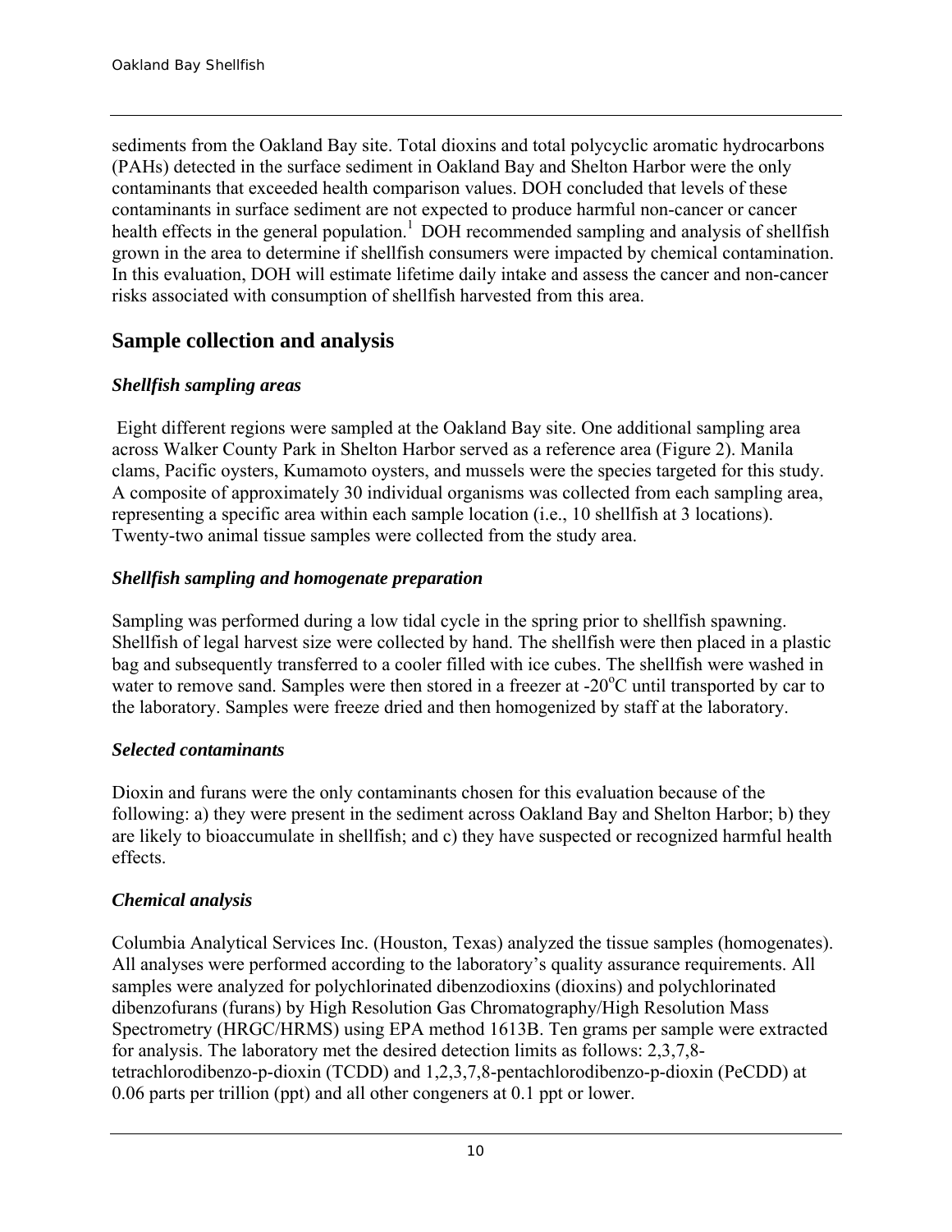sediments from the Oakland Bay site. Total dioxins and total polycyclic aromatic hydrocarbons (PAHs) detected in the surface sediment in Oakland Bay and Shelton Harbor were the only contaminants that exceeded health comparison values. DOH concluded that levels of these contaminants in surface sediment are not expected to produce harmful non-cancer or cancer health effects in the general population.[1] DOH recommended sampling and analysis of shellfish grown in the area to determine if shellfish consumers were impacted by chemical contamination. In this evaluation, DOH will estimate lifetime daily intake and assess the cancer and non-cancer risks associated with consumption of shellfish harvested from this area.

## Sample collection and analysis

### *Shellfish sampling areas*

Eight different regions were sampled at the Oakland Bay site. One additional sampling area across Walker County Park in Shelton Harbor served as a reference area (Figure 2). Manila clams, Pacific oysters, Kumamoto oysters, and mussels were the species targeted for this study. A composite of approximately 30 individual organisms was collected from each sampling area, representing a specific area within each sample location (i.e., 10 shellfish at 3 locations). Twenty-two animal tissue samples were collected from the study area.

### *Shellfish sampling and homogenate preparation*

Sampling was performed during a low tidal cycle in the spring prior to shellfish spawning. Shellfish of legal harvest size were collected by hand. The shellfish were then placed in a plastic bag and subsequently transferred to a cooler filled with ice cubes. The shellfish were washed in water to remove sand. Samples were then stored in a freezer at -20$^{o}$C until transported by car to the laboratory. Samples were freeze dried and then homogenized by staff at the laboratory.

### *Selected contaminants*

Dioxin and furans were the only contaminants chosen for this evaluation because of the following: a) they were present in the sediment across Oakland Bay and Shelton Harbor; b) they are likely to bioaccumulate in shellfish; and c) they have suspected or recognized harmful health effects.

### *Chemical analysis*

Columbia Analytical Services Inc. (Houston, Texas) analyzed the tissue samples (homogenates). All analyses were performed according to the laboratory's quality assurance requirements. All samples were analyzed for polychlorinated dibenzodioxins (dioxins) and polychlorinated dibenzofurans (furans) by High Resolution Gas Chromatography/High Resolution Mass Spectrometry (HRGC/HRMS) using EPA method 1613B. Ten grams per sample were extracted for analysis. The laboratory met the desired detection limits as follows: 2,3,7,8-tetrachlorodibenzo-p-dioxin (TCDD) and 1,2,3,7,8-pentachlorodibenzo-p-dioxin (PeCDD) at 0.06 parts per trillion (ppt) and all other congeners at 0.1 ppt or lower.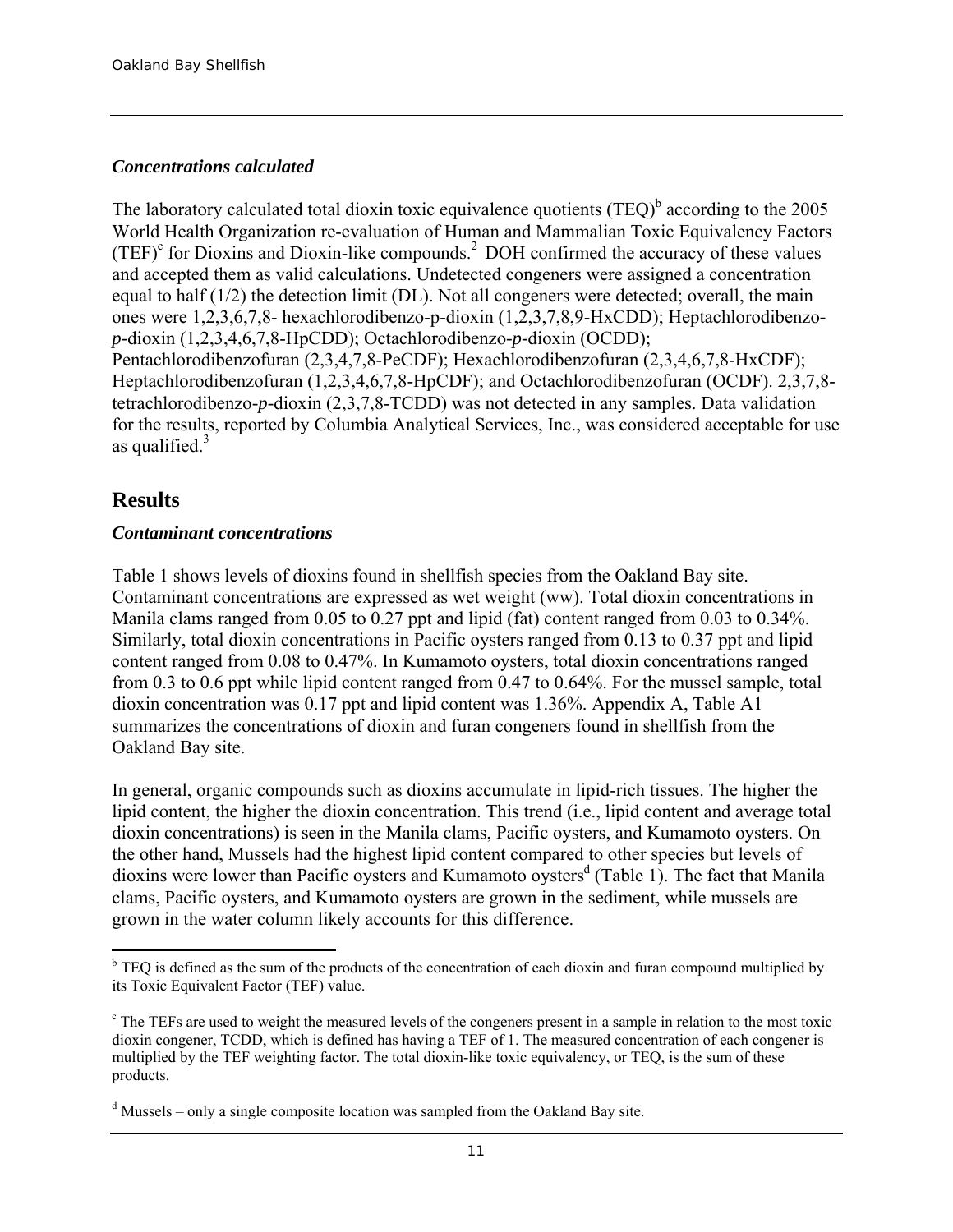### *Concentrations calculated*

The laboratory calculated total dioxin toxic equivalence quotients (TEQ)[b] according to the 2005 World Health Organization re-evaluation of Human and Mammalian Toxic Equivalency Factors (TEF)[c] for Dioxins and Dioxin-like compounds.[2] DOH confirmed the accuracy of these values and accepted them as valid calculations. Undetected congeners were assigned a concentration equal to half (1/2) the detection limit (DL). Not all congeners were detected; overall, the main ones were 1,2,3,6,7,8- hexachlorodibenzo-p-dioxin (1,2,3,7,8,9-HxCDD); Heptachlorodibenzo-*p*-dioxin (1,2,3,4,6,7,8-HpCDD); Octachlorodibenzo-*p*-dioxin (OCDD); Pentachlorodibenzofuran (2,3,4,7,8-PeCDF); Hexachlorodibenzofuran (2,3,4,6,7,8-HxCDF); Heptachlorodibenzofuran (1,2,3,4,6,7,8-HpCDF); and Octachlorodibenzofuran (OCDF). 2,3,7,8-tetrachlorodibenzo-*p*-dioxin (2,3,7,8-TCDD) was not detected in any samples. Data validation for the results, reported by Columbia Analytical Services, Inc., was considered acceptable for use as qualified.[3]

## Results

### *Contaminant concentrations*

Table 1 shows levels of dioxins found in shellfish species from the Oakland Bay site. Contaminant concentrations are expressed as wet weight (ww). Total dioxin concentrations in Manila clams ranged from 0.05 to 0.27 ppt and lipid (fat) content ranged from 0.03 to 0.34%. Similarly, total dioxin concentrations in Pacific oysters ranged from 0.13 to 0.37 ppt and lipid content ranged from 0.08 to 0.47%. In Kumamoto oysters, total dioxin concentrations ranged from 0.3 to 0.6 ppt while lipid content ranged from 0.47 to 0.64%. For the mussel sample, total dioxin concentration was 0.17 ppt and lipid content was 1.36%. Appendix A, Table A1 summarizes the concentrations of dioxin and furan congeners found in shellfish from the Oakland Bay site.

In general, organic compounds such as dioxins accumulate in lipid-rich tissues. The higher the lipid content, the higher the dioxin concentration. This trend (i.e., lipid content and average total dioxin concentrations) is seen in the Manila clams, Pacific oysters, and Kumamoto oysters. On the other hand, Mussels had the highest lipid content compared to other species but levels of dioxins were lower than Pacific oysters and Kumamoto oysters[d] (Table 1). The fact that Manila clams, Pacific oysters, and Kumamoto oysters are grown in the sediment, while mussels are grown in the water column likely accounts for this difference.

---

[b] TEQ is defined as the sum of the products of the concentration of each dioxin and furan compound multiplied by its Toxic Equivalent Factor (TEF) value.

[c] The TEFs are used to weight the measured levels of the congeners present in a sample in relation to the most toxic dioxin congener, TCDD, which is defined has having a TEF of 1. The measured concentration of each congener is multiplied by the TEF weighting factor. The total dioxin-like toxic equivalency, or TEQ, is the sum of these products.

[d] Mussels – only a single composite location was sampled from the Oakland Bay site.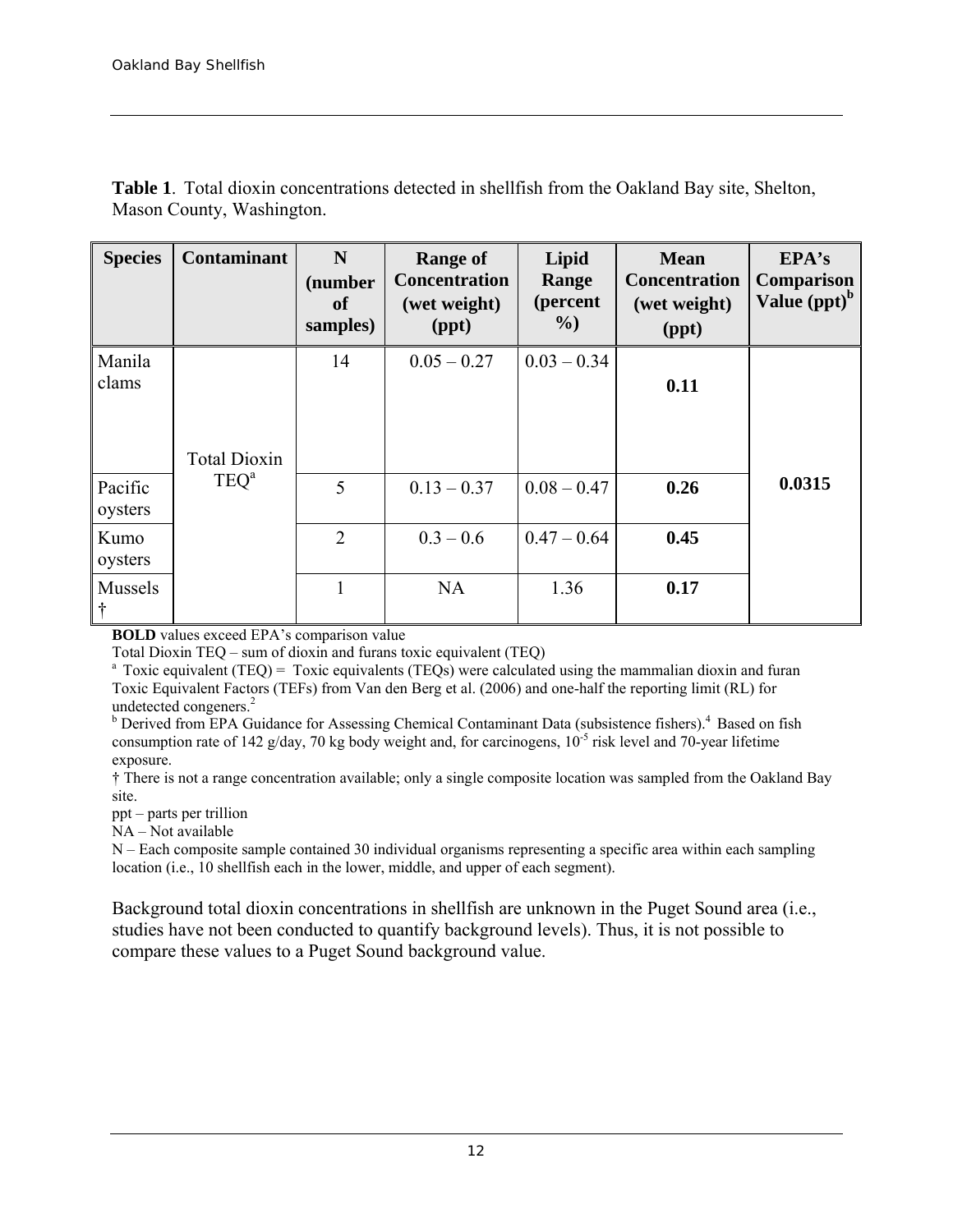**Table 1**. Total dioxin concentrations detected in shellfish from the Oakland Bay site, Shelton, Mason County, Washington.

| Species | Contaminant | N (number of samples) | Range of Concentration (wet weight) (ppt) | Lipid Range (percent %) | Mean Concentration (wet weight) (ppt) | EPA's Comparison Value (ppt)[b] |
|---|---|---|---|---|---|---|
| Manila clams | Total Dioxin TEQ[a] | 14 | 0.05 – 0.27 | 0.03 – 0.34 | **0.11** | 0.0315 |
| Pacific oysters | | 5 | 0.13 – 0.37 | 0.08 – 0.47 | **0.26** | |
| Kumo oysters | | 2 | 0.3 – 0.6 | 0.47 – 0.64 | **0.45** | |
| Mussels † | | 1 | NA | 1.36 | **0.17** | |

**BOLD** values exceed EPA's comparison value

Total Dioxin TEQ – sum of dioxin and furans toxic equivalent (TEQ)

[a] Toxic equivalent (TEQ) = Toxic equivalents (TEQs) were calculated using the mammalian dioxin and furan Toxic Equivalent Factors (TEFs) from Van den Berg et al. (2006) and one-half the reporting limit (RL) for undetected congeners.[2]

[b] Derived from EPA Guidance for Assessing Chemical Contaminant Data (subsistence fishers).[4] Based on fish consumption rate of 142 g/day, 70 kg body weight and, for carcinogens, $10^{-5}$ risk level and 70-year lifetime exposure.

† There is not a range concentration available; only a single composite location was sampled from the Oakland Bay site.

ppt – parts per trillion

NA – Not available

N – Each composite sample contained 30 individual organisms representing a specific area within each sampling location (i.e., 10 shellfish each in the lower, middle, and upper of each segment).

Background total dioxin concentrations in shellfish are unknown in the Puget Sound area (i.e., studies have not been conducted to quantify background levels). Thus, it is not possible to compare these values to a Puget Sound background value.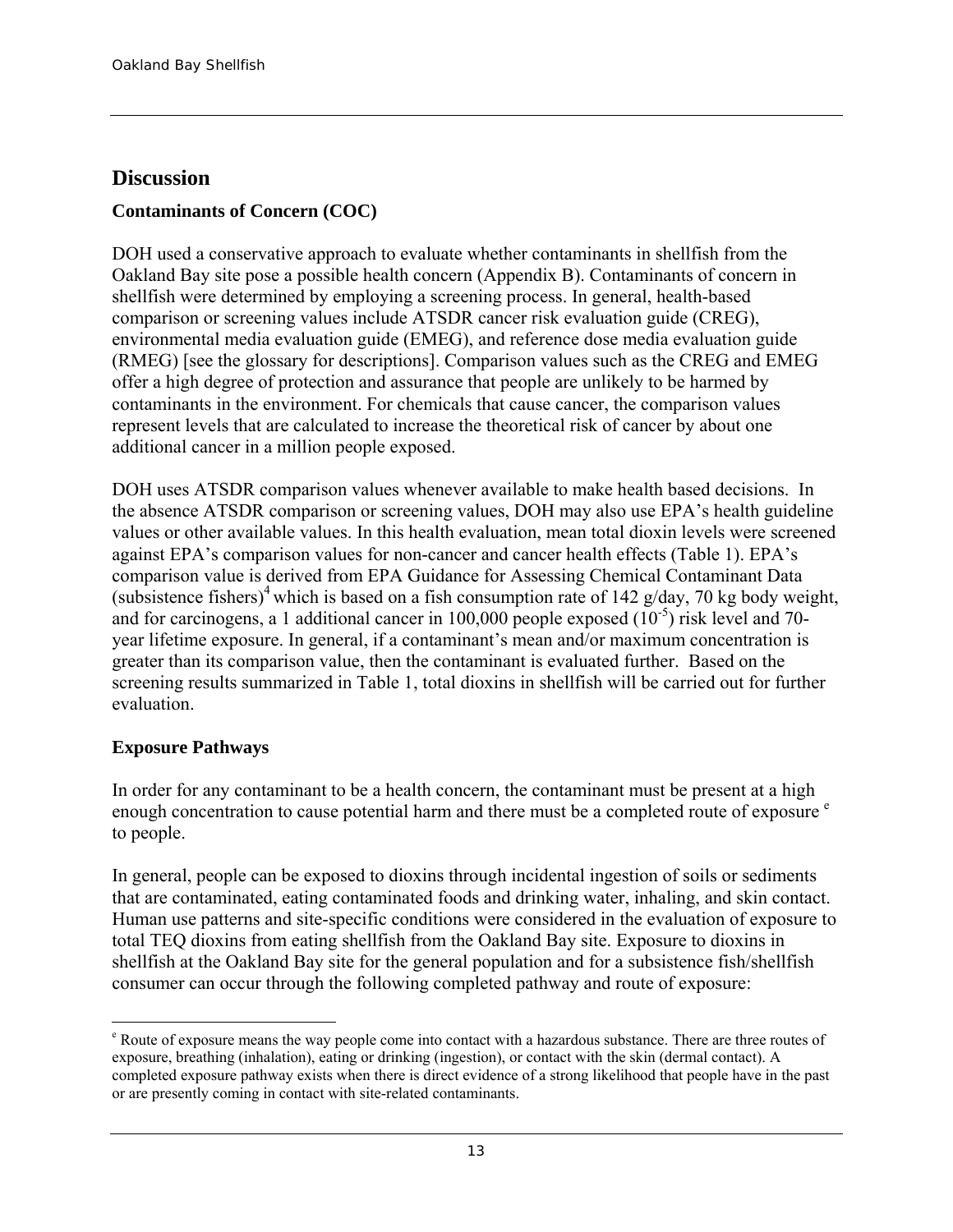## Discussion

### Contaminants of Concern (COC)

DOH used a conservative approach to evaluate whether contaminants in shellfish from the Oakland Bay site pose a possible health concern (Appendix B). Contaminants of concern in shellfish were determined by employing a screening process. In general, health-based comparison or screening values include ATSDR cancer risk evaluation guide (CREG), environmental media evaluation guide (EMEG), and reference dose media evaluation guide (RMEG) [see the glossary for descriptions]. Comparison values such as the CREG and EMEG offer a high degree of protection and assurance that people are unlikely to be harmed by contaminants in the environment. For chemicals that cause cancer, the comparison values represent levels that are calculated to increase the theoretical risk of cancer by about one additional cancer in a million people exposed.

DOH uses ATSDR comparison values whenever available to make health based decisions. In the absence ATSDR comparison or screening values, DOH may also use EPA's health guideline values or other available values. In this health evaluation, mean total dioxin levels were screened against EPA's comparison values for non-cancer and cancer health effects (Table 1). EPA's comparison value is derived from EPA Guidance for Assessing Chemical Contaminant Data (subsistence fishers)[4] which is based on a fish consumption rate of 142 g/day, 70 kg body weight, and for carcinogens, a 1 additional cancer in 100,000 people exposed ($10^{-5}$) risk level and 70-year lifetime exposure. In general, if a contaminant's mean and/or maximum concentration is greater than its comparison value, then the contaminant is evaluated further. Based on the screening results summarized in Table 1, total dioxins in shellfish will be carried out for further evaluation.

### Exposure Pathways

In order for any contaminant to be a health concern, the contaminant must be present at a high enough concentration to cause potential harm and there must be a completed route of exposure [e] to people.

In general, people can be exposed to dioxins through incidental ingestion of soils or sediments that are contaminated, eating contaminated foods and drinking water, inhaling, and skin contact. Human use patterns and site-specific conditions were considered in the evaluation of exposure to total TEQ dioxins from eating shellfish from the Oakland Bay site. Exposure to dioxins in shellfish at the Oakland Bay site for the general population and for a subsistence fish/shellfish consumer can occur through the following completed pathway and route of exposure:

---

[e] Route of exposure means the way people come into contact with a hazardous substance. There are three routes of exposure, breathing (inhalation), eating or drinking (ingestion), or contact with the skin (dermal contact). A completed exposure pathway exists when there is direct evidence of a strong likelihood that people have in the past or are presently coming in contact with site-related contaminants.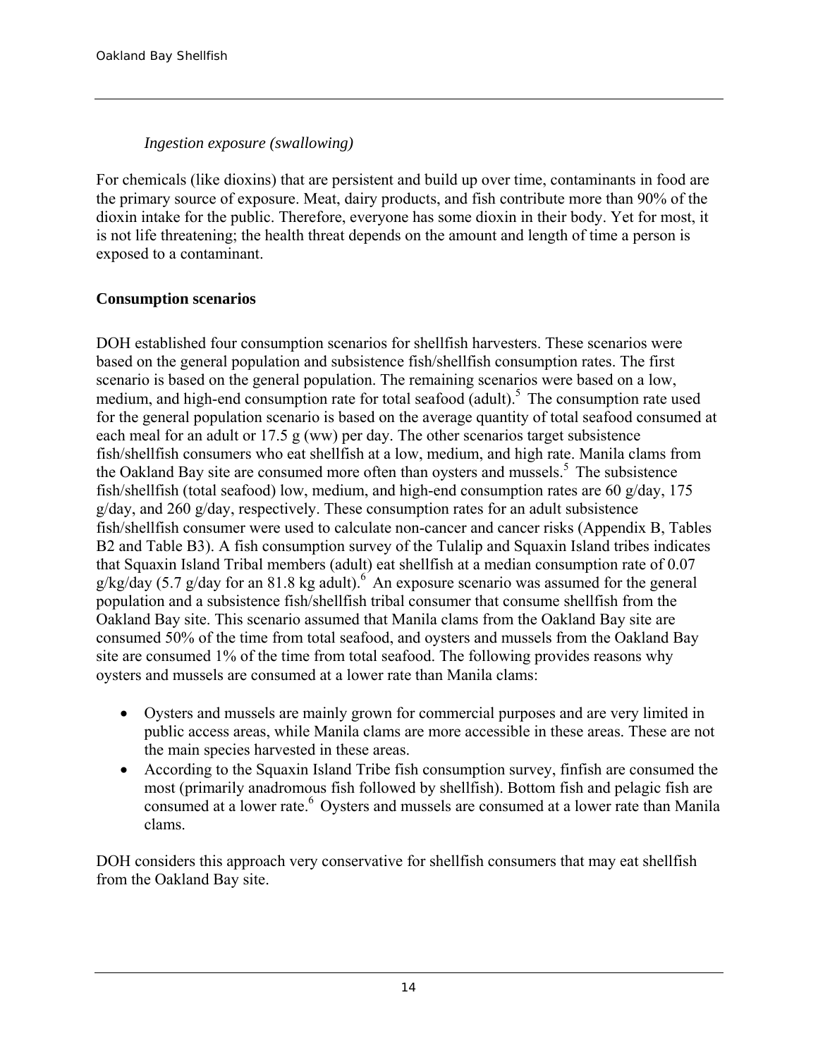*Ingestion exposure (swallowing)*

For chemicals (like dioxins) that are persistent and build up over time, contaminants in food are the primary source of exposure. Meat, dairy products, and fish contribute more than 90% of the dioxin intake for the public. Therefore, everyone has some dioxin in their body. Yet for most, it is not life threatening; the health threat depends on the amount and length of time a person is exposed to a contaminant.

**Consumption scenarios**

DOH established four consumption scenarios for shellfish harvesters. These scenarios were based on the general population and subsistence fish/shellfish consumption rates. The first scenario is based on the general population. The remaining scenarios were based on a low, medium, and high-end consumption rate for total seafood (adult).[5] The consumption rate used for the general population scenario is based on the average quantity of total seafood consumed at each meal for an adult or 17.5 g (ww) per day. The other scenarios target subsistence fish/shellfish consumers who eat shellfish at a low, medium, and high rate. Manila clams from the Oakland Bay site are consumed more often than oysters and mussels.[5] The subsistence fish/shellfish (total seafood) low, medium, and high-end consumption rates are 60 g/day, 175 g/day, and 260 g/day, respectively. These consumption rates for an adult subsistence fish/shellfish consumer were used to calculate non-cancer and cancer risks (Appendix B, Tables B2 and Table B3). A fish consumption survey of the Tulalip and Squaxin Island tribes indicates that Squaxin Island Tribal members (adult) eat shellfish at a median consumption rate of 0.07 g/kg/day (5.7 g/day for an 81.8 kg adult).[6] An exposure scenario was assumed for the general population and a subsistence fish/shellfish tribal consumer that consume shellfish from the Oakland Bay site. This scenario assumed that Manila clams from the Oakland Bay site are consumed 50% of the time from total seafood, and oysters and mussels from the Oakland Bay site are consumed 1% of the time from total seafood. The following provides reasons why oysters and mussels are consumed at a lower rate than Manila clams:

- Oysters and mussels are mainly grown for commercial purposes and are very limited in public access areas, while Manila clams are more accessible in these areas. These are not the main species harvested in these areas.
- According to the Squaxin Island Tribe fish consumption survey, finfish are consumed the most (primarily anadromous fish followed by shellfish). Bottom fish and pelagic fish are consumed at a lower rate.[6] Oysters and mussels are consumed at a lower rate than Manila clams.

DOH considers this approach very conservative for shellfish consumers that may eat shellfish from the Oakland Bay site.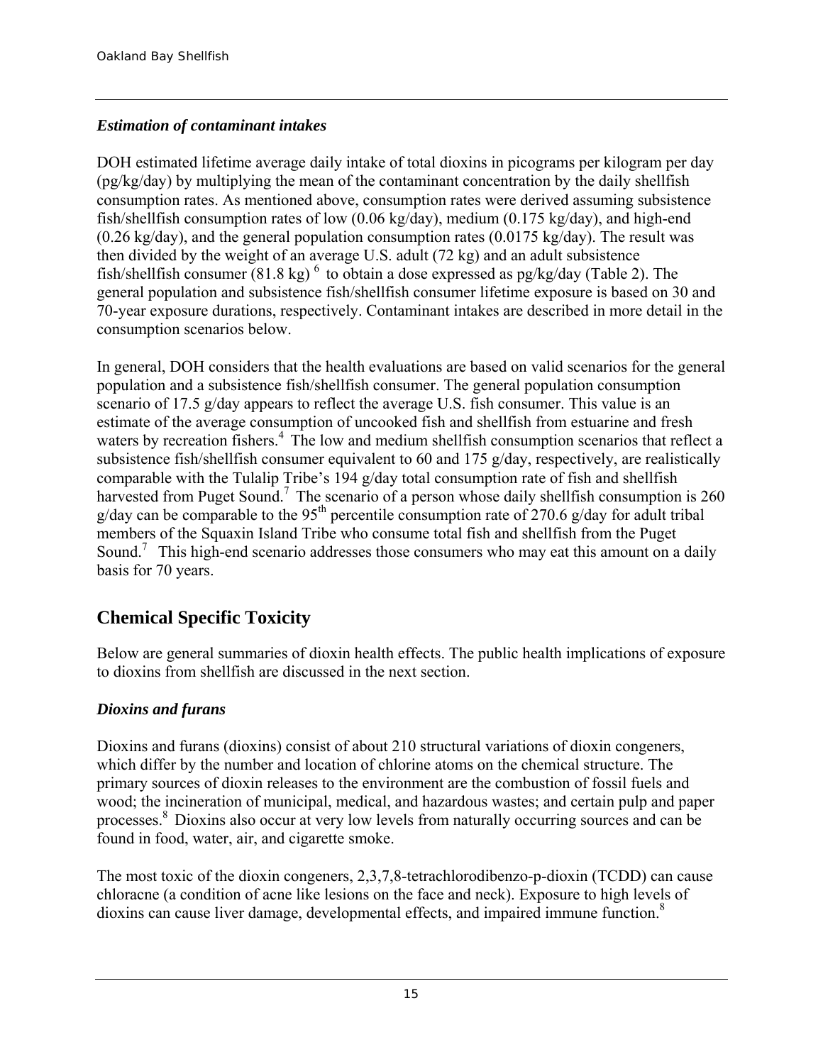### *Estimation of contaminant intakes*

DOH estimated lifetime average daily intake of total dioxins in picograms per kilogram per day (pg/kg/day) by multiplying the mean of the contaminant concentration by the daily shellfish consumption rates. As mentioned above, consumption rates were derived assuming subsistence fish/shellfish consumption rates of low (0.06 kg/day), medium (0.175 kg/day), and high-end (0.26 kg/day), and the general population consumption rates (0.0175 kg/day). The result was then divided by the weight of an average U.S. adult (72 kg) and an adult subsistence fish/shellfish consumer (81.8 kg) [6] to obtain a dose expressed as pg/kg/day (Table 2). The general population and subsistence fish/shellfish consumer lifetime exposure is based on 30 and 70-year exposure durations, respectively. Contaminant intakes are described in more detail in the consumption scenarios below.

In general, DOH considers that the health evaluations are based on valid scenarios for the general population and a subsistence fish/shellfish consumer. The general population consumption scenario of 17.5 g/day appears to reflect the average U.S. fish consumer. This value is an estimate of the average consumption of uncooked fish and shellfish from estuarine and fresh waters by recreation fishers.[4] The low and medium shellfish consumption scenarios that reflect a subsistence fish/shellfish consumer equivalent to 60 and 175 g/day, respectively, are realistically comparable with the Tulalip Tribe's 194 g/day total consumption rate of fish and shellfish harvested from Puget Sound.[7] The scenario of a person whose daily shellfish consumption is 260 g/day can be comparable to the 95$^{th}$ percentile consumption rate of 270.6 g/day for adult tribal members of the Squaxin Island Tribe who consume total fish and shellfish from the Puget Sound.[7] This high-end scenario addresses those consumers who may eat this amount on a daily basis for 70 years.

## Chemical Specific Toxicity

Below are general summaries of dioxin health effects. The public health implications of exposure to dioxins from shellfish are discussed in the next section.

### *Dioxins and furans*

Dioxins and furans (dioxins) consist of about 210 structural variations of dioxin congeners, which differ by the number and location of chlorine atoms on the chemical structure. The primary sources of dioxin releases to the environment are the combustion of fossil fuels and wood; the incineration of municipal, medical, and hazardous wastes; and certain pulp and paper processes.[8] Dioxins also occur at very low levels from naturally occurring sources and can be found in food, water, air, and cigarette smoke.

The most toxic of the dioxin congeners, 2,3,7,8-tetrachlorodibenzo-p-dioxin (TCDD) can cause chloracne (a condition of acne like lesions on the face and neck). Exposure to high levels of dioxins can cause liver damage, developmental effects, and impaired immune function.[8]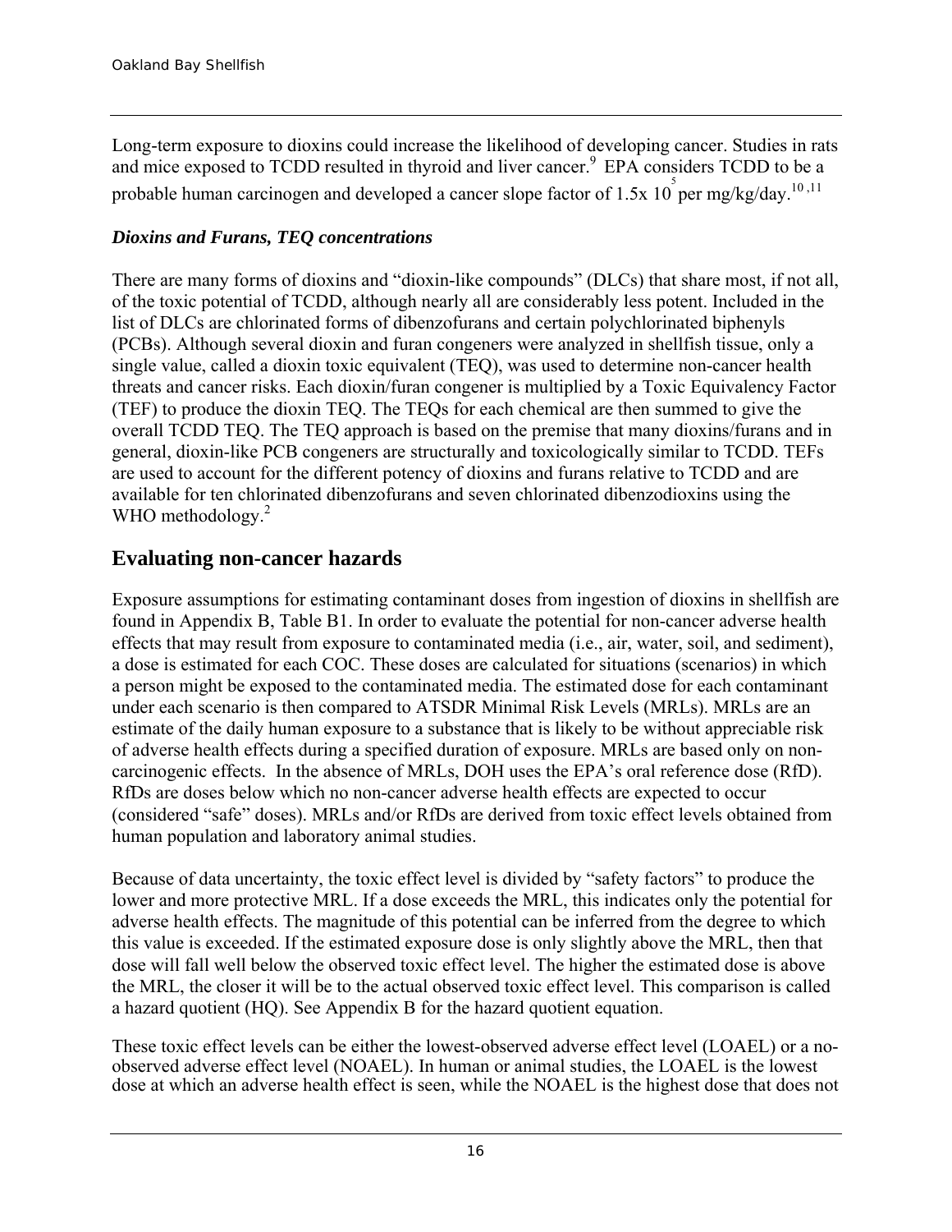Long-term exposure to dioxins could increase the likelihood of developing cancer. Studies in rats and mice exposed to TCDD resulted in thyroid and liver cancer.[9] EPA considers TCDD to be a probable human carcinogen and developed a cancer slope factor of $1.5\text{x } 10^{5}$ per mg/kg/day.[10,11]

### *Dioxins and Furans, TEQ concentrations*

There are many forms of dioxins and "dioxin-like compounds" (DLCs) that share most, if not all, of the toxic potential of TCDD, although nearly all are considerably less potent. Included in the list of DLCs are chlorinated forms of dibenzofurans and certain polychlorinated biphenyls (PCBs). Although several dioxin and furan congeners were analyzed in shellfish tissue, only a single value, called a dioxin toxic equivalent (TEQ), was used to determine non-cancer health threats and cancer risks. Each dioxin/furan congener is multiplied by a Toxic Equivalency Factor (TEF) to produce the dioxin TEQ. The TEQs for each chemical are then summed to give the overall TCDD TEQ. The TEQ approach is based on the premise that many dioxins/furans and in general, dioxin-like PCB congeners are structurally and toxicologically similar to TCDD. TEFs are used to account for the different potency of dioxins and furans relative to TCDD and are available for ten chlorinated dibenzofurans and seven chlorinated dibenzodioxins using the WHO methodology.[2]

## Evaluating non-cancer hazards

Exposure assumptions for estimating contaminant doses from ingestion of dioxins in shellfish are found in Appendix B, Table B1. In order to evaluate the potential for non-cancer adverse health effects that may result from exposure to contaminated media (i.e., air, water, soil, and sediment), a dose is estimated for each COC. These doses are calculated for situations (scenarios) in which a person might be exposed to the contaminated media. The estimated dose for each contaminant under each scenario is then compared to ATSDR Minimal Risk Levels (MRLs). MRLs are an estimate of the daily human exposure to a substance that is likely to be without appreciable risk of adverse health effects during a specified duration of exposure. MRLs are based only on non-carcinogenic effects. In the absence of MRLs, DOH uses the EPA's oral reference dose (RfD). RfDs are doses below which no non-cancer adverse health effects are expected to occur (considered "safe" doses). MRLs and/or RfDs are derived from toxic effect levels obtained from human population and laboratory animal studies.

Because of data uncertainty, the toxic effect level is divided by "safety factors" to produce the lower and more protective MRL. If a dose exceeds the MRL, this indicates only the potential for adverse health effects. The magnitude of this potential can be inferred from the degree to which this value is exceeded. If the estimated exposure dose is only slightly above the MRL, then that dose will fall well below the observed toxic effect level. The higher the estimated dose is above the MRL, the closer it will be to the actual observed toxic effect level. This comparison is called a hazard quotient (HQ). See Appendix B for the hazard quotient equation.

These toxic effect levels can be either the lowest-observed adverse effect level (LOAEL) or a no-observed adverse effect level (NOAEL). In human or animal studies, the LOAEL is the lowest dose at which an adverse health effect is seen, while the NOAEL is the highest dose that does not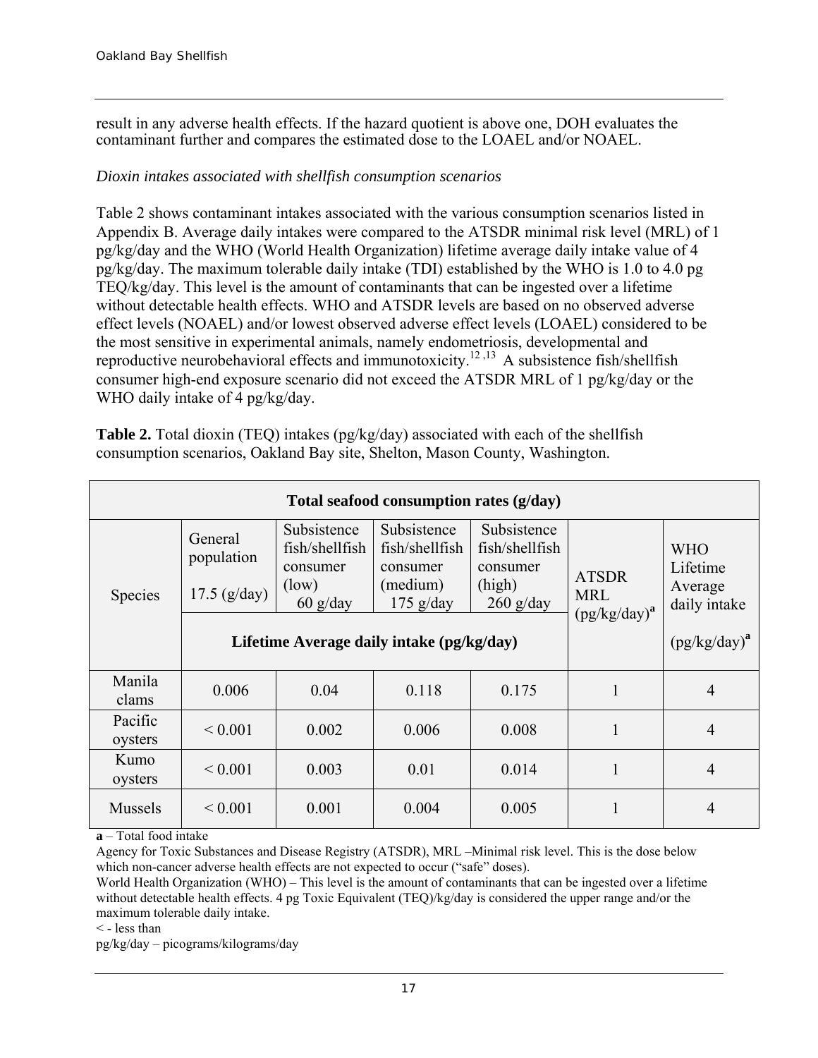result in any adverse health effects. If the hazard quotient is above one, DOH evaluates the contaminant further and compares the estimated dose to the LOAEL and/or NOAEL.

*Dioxin intakes associated with shellfish consumption scenarios*

Table 2 shows contaminant intakes associated with the various consumption scenarios listed in Appendix B. Average daily intakes were compared to the ATSDR minimal risk level (MRL) of 1 pg/kg/day and the WHO (World Health Organization) lifetime average daily intake value of 4 pg/kg/day. The maximum tolerable daily intake (TDI) established by the WHO is 1.0 to 4.0 pg TEQ/kg/day. This level is the amount of contaminants that can be ingested over a lifetime without detectable health effects. WHO and ATSDR levels are based on no observed adverse effect levels (NOAEL) and/or lowest observed adverse effect levels (LOAEL) considered to be the most sensitive in experimental animals, namely endometriosis, developmental and reproductive neurobehavioral effects and immunotoxicity.[12,13] A subsistence fish/shellfish consumer high-end exposure scenario did not exceed the ATSDR MRL of 1 pg/kg/day or the WHO daily intake of 4 pg/kg/day.

**Table 2.** Total dioxin (TEQ) intakes (pg/kg/day) associated with each of the shellfish consumption scenarios, Oakland Bay site, Shelton, Mason County, Washington.

| Total seafood consumption rates (g/day) | | | | | | |
|---|---|---|---|---|---|---|
| Species | General population 17.5 (g/day) | Subsistence fish/shellfish consumer (low) 60 g/day | Subsistence fish/shellfish consumer (medium) 175 g/day | Subsistence fish/shellfish consumer (high) 260 g/day | ATSDR MRL (pg/kg/day)[a] | WHO Lifetime Average daily intake (pg/kg/day)[a] |
| | Lifetime Average daily intake (pg/kg/day) | | | | | |
| Manila clams | 0.006 | 0.04 | 0.118 | 0.175 | 1 | 4 |
| Pacific oysters | < 0.001 | 0.002 | 0.006 | 0.008 | 1 | 4 |
| Kumo oysters | < 0.001 | 0.003 | 0.01 | 0.014 | 1 | 4 |
| Mussels | < 0.001 | 0.001 | 0.004 | 0.005 | 1 | 4 |

**a** – Total food intake

Agency for Toxic Substances and Disease Registry (ATSDR), MRL –Minimal risk level. This is the dose below which non-cancer adverse health effects are not expected to occur ("safe" doses).

World Health Organization (WHO) – This level is the amount of contaminants that can be ingested over a lifetime without detectable health effects. 4 pg Toxic Equivalent (TEQ)/kg/day is considered the upper range and/or the maximum tolerable daily intake.

< - less than

pg/kg/day – picograms/kilograms/day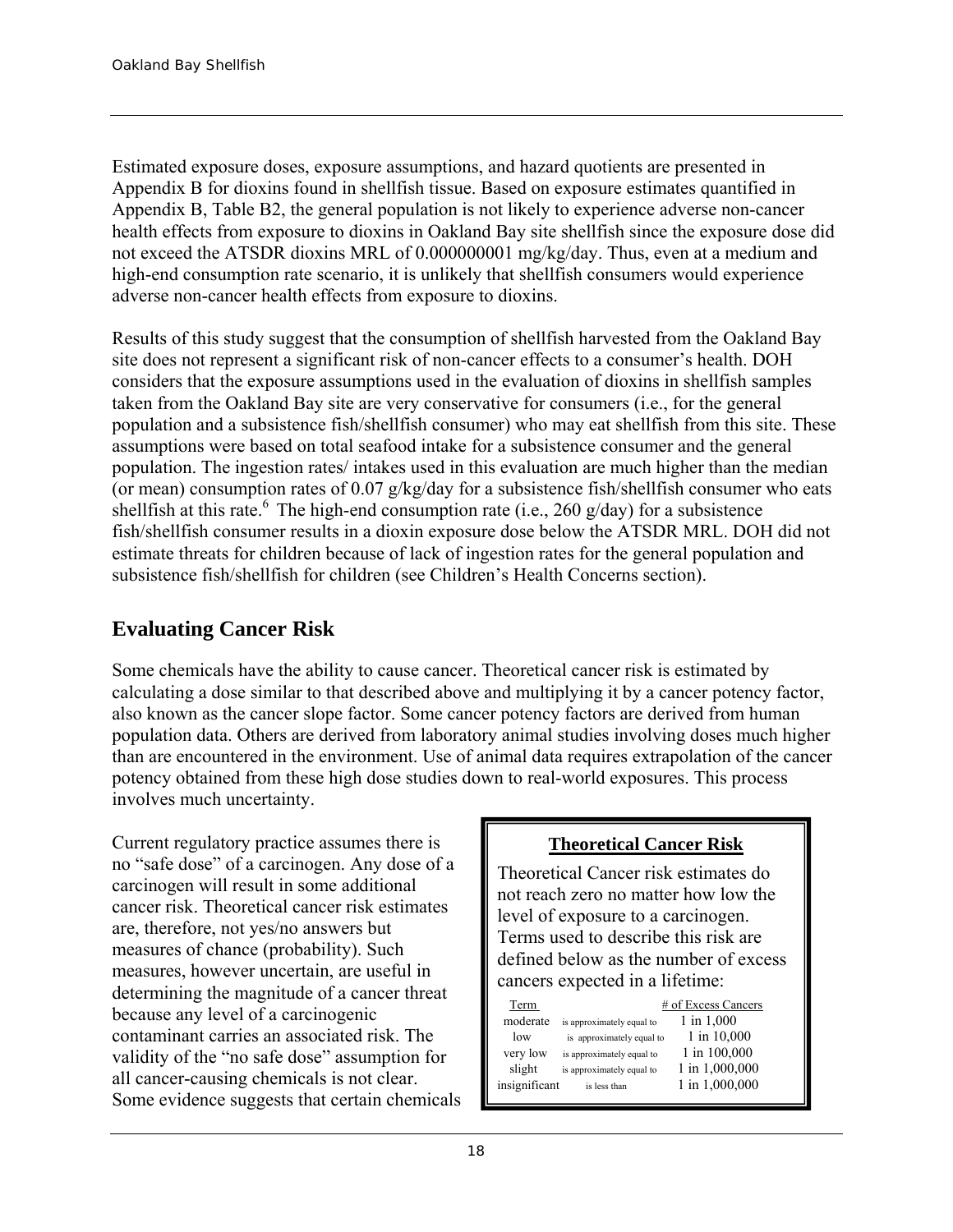Estimated exposure doses, exposure assumptions, and hazard quotients are presented in Appendix B for dioxins found in shellfish tissue. Based on exposure estimates quantified in Appendix B, Table B2, the general population is not likely to experience adverse non-cancer health effects from exposure to dioxins in Oakland Bay site shellfish since the exposure dose did not exceed the ATSDR dioxins MRL of 0.000000001 mg/kg/day. Thus, even at a medium and high-end consumption rate scenario, it is unlikely that shellfish consumers would experience adverse non-cancer health effects from exposure to dioxins.

Results of this study suggest that the consumption of shellfish harvested from the Oakland Bay site does not represent a significant risk of non-cancer effects to a consumer's health. DOH considers that the exposure assumptions used in the evaluation of dioxins in shellfish samples taken from the Oakland Bay site are very conservative for consumers (i.e., for the general population and a subsistence fish/shellfish consumer) who may eat shellfish from this site. These assumptions were based on total seafood intake for a subsistence consumer and the general population. The ingestion rates/ intakes used in this evaluation are much higher than the median (or mean) consumption rates of 0.07 g/kg/day for a subsistence fish/shellfish consumer who eats shellfish at this rate.[6] The high-end consumption rate (i.e., 260 g/day) for a subsistence fish/shellfish consumer results in a dioxin exposure dose below the ATSDR MRL. DOH did not estimate threats for children because of lack of ingestion rates for the general population and subsistence fish/shellfish for children (see Children's Health Concerns section).

## Evaluating Cancer Risk

Some chemicals have the ability to cause cancer. Theoretical cancer risk is estimated by calculating a dose similar to that described above and multiplying it by a cancer potency factor, also known as the cancer slope factor. Some cancer potency factors are derived from human population data. Others are derived from laboratory animal studies involving doses much higher than are encountered in the environment. Use of animal data requires extrapolation of the cancer potency obtained from these high dose studies down to real-world exposures. This process involves much uncertainty.

Current regulatory practice assumes there is no "safe dose" of a carcinogen. Any dose of a carcinogen will result in some additional cancer risk. Theoretical cancer risk estimates are, therefore, not yes/no answers but measures of chance (probability). Such measures, however uncertain, are useful in determining the magnitude of a cancer threat because any level of a carcinogenic contaminant carries an associated risk. The validity of the "no safe dose" assumption for all cancer-causing chemicals is not clear. Some evidence suggests that certain chemicals

**Theoretical Cancer Risk**

Theoretical Cancer risk estimates do not reach zero no matter how low the level of exposure to a carcinogen. Terms used to describe this risk are defined below as the number of excess cancers expected in a lifetime:

| Term | | # of Excess Cancers |
|---|---|---|
| moderate | is approximately equal to | 1 in 1,000 |
| low | is approximately equal to | 1 in 10,000 |
| very low | is approximately equal to | 1 in 100,000 |
| slight | is approximately equal to | 1 in 1,000,000 |
| insignificant | is less than | 1 in 1,000,000 |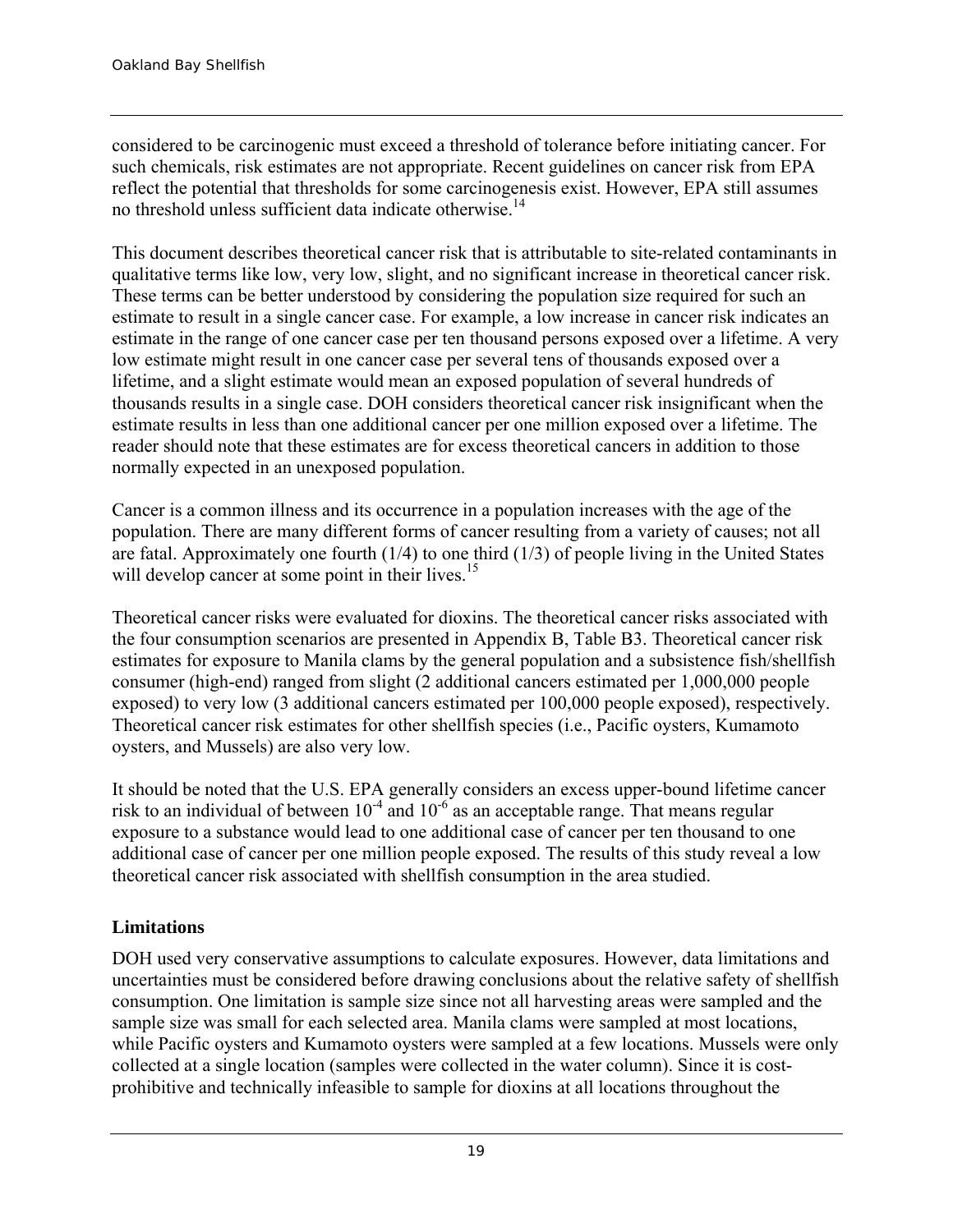considered to be carcinogenic must exceed a threshold of tolerance before initiating cancer. For such chemicals, risk estimates are not appropriate. Recent guidelines on cancer risk from EPA reflect the potential that thresholds for some carcinogenesis exist. However, EPA still assumes no threshold unless sufficient data indicate otherwise.[14]

This document describes theoretical cancer risk that is attributable to site-related contaminants in qualitative terms like low, very low, slight, and no significant increase in theoretical cancer risk. These terms can be better understood by considering the population size required for such an estimate to result in a single cancer case. For example, a low increase in cancer risk indicates an estimate in the range of one cancer case per ten thousand persons exposed over a lifetime. A very low estimate might result in one cancer case per several tens of thousands exposed over a lifetime, and a slight estimate would mean an exposed population of several hundreds of thousands results in a single case. DOH considers theoretical cancer risk insignificant when the estimate results in less than one additional cancer per one million exposed over a lifetime. The reader should note that these estimates are for excess theoretical cancers in addition to those normally expected in an unexposed population.

Cancer is a common illness and its occurrence in a population increases with the age of the population. There are many different forms of cancer resulting from a variety of causes; not all are fatal. Approximately one fourth (1/4) to one third (1/3) of people living in the United States will develop cancer at some point in their lives.[15]

Theoretical cancer risks were evaluated for dioxins. The theoretical cancer risks associated with the four consumption scenarios are presented in Appendix B, Table B3. Theoretical cancer risk estimates for exposure to Manila clams by the general population and a subsistence fish/shellfish consumer (high-end) ranged from slight (2 additional cancers estimated per 1,000,000 people exposed) to very low (3 additional cancers estimated per 100,000 people exposed), respectively. Theoretical cancer risk estimates for other shellfish species (i.e., Pacific oysters, Kumamoto oysters, and Mussels) are also very low.

It should be noted that the U.S. EPA generally considers an excess upper-bound lifetime cancer risk to an individual of between $10^{-4}$ and $10^{-6}$ as an acceptable range. That means regular exposure to a substance would lead to one additional case of cancer per ten thousand to one additional case of cancer per one million people exposed. The results of this study reveal a low theoretical cancer risk associated with shellfish consumption in the area studied.

## Limitations

DOH used very conservative assumptions to calculate exposures. However, data limitations and uncertainties must be considered before drawing conclusions about the relative safety of shellfish consumption. One limitation is sample size since not all harvesting areas were sampled and the sample size was small for each selected area. Manila clams were sampled at most locations, while Pacific oysters and Kumamoto oysters were sampled at a few locations. Mussels were only collected at a single location (samples were collected in the water column). Since it is cost-prohibitive and technically infeasible to sample for dioxins at all locations throughout the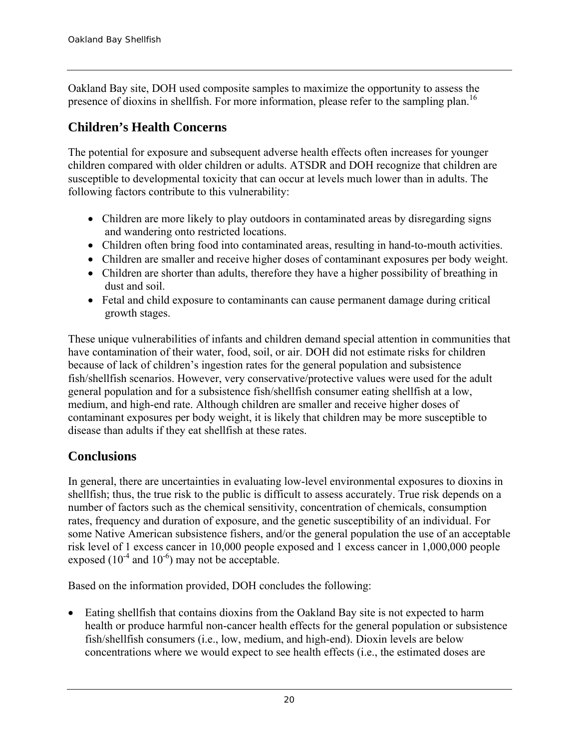Oakland Bay site, DOH used composite samples to maximize the opportunity to assess the presence of dioxins in shellfish. For more information, please refer to the sampling plan.[16]

## Children's Health Concerns

The potential for exposure and subsequent adverse health effects often increases for younger children compared with older children or adults. ATSDR and DOH recognize that children are susceptible to developmental toxicity that can occur at levels much lower than in adults. The following factors contribute to this vulnerability:

- Children are more likely to play outdoors in contaminated areas by disregarding signs and wandering onto restricted locations.
- Children often bring food into contaminated areas, resulting in hand-to-mouth activities.
- Children are smaller and receive higher doses of contaminant exposures per body weight.
- Children are shorter than adults, therefore they have a higher possibility of breathing in dust and soil.
- Fetal and child exposure to contaminants can cause permanent damage during critical growth stages.

These unique vulnerabilities of infants and children demand special attention in communities that have contamination of their water, food, soil, or air. DOH did not estimate risks for children because of lack of children's ingestion rates for the general population and subsistence fish/shellfish scenarios. However, very conservative/protective values were used for the adult general population and for a subsistence fish/shellfish consumer eating shellfish at a low, medium, and high-end rate. Although children are smaller and receive higher doses of contaminant exposures per body weight, it is likely that children may be more susceptible to disease than adults if they eat shellfish at these rates.

## Conclusions

In general, there are uncertainties in evaluating low-level environmental exposures to dioxins in shellfish; thus, the true risk to the public is difficult to assess accurately. True risk depends on a number of factors such as the chemical sensitivity, concentration of chemicals, consumption rates, frequency and duration of exposure, and the genetic susceptibility of an individual. For some Native American subsistence fishers, and/or the general population the use of an acceptable risk level of 1 excess cancer in 10,000 people exposed and 1 excess cancer in 1,000,000 people exposed ($10^{-4}$ and $10^{-6}$) may not be acceptable.

Based on the information provided, DOH concludes the following:

- Eating shellfish that contains dioxins from the Oakland Bay site is not expected to harm health or produce harmful non-cancer health effects for the general population or subsistence fish/shellfish consumers (i.e., low, medium, and high-end). Dioxin levels are below concentrations where we would expect to see health effects (i.e., the estimated doses are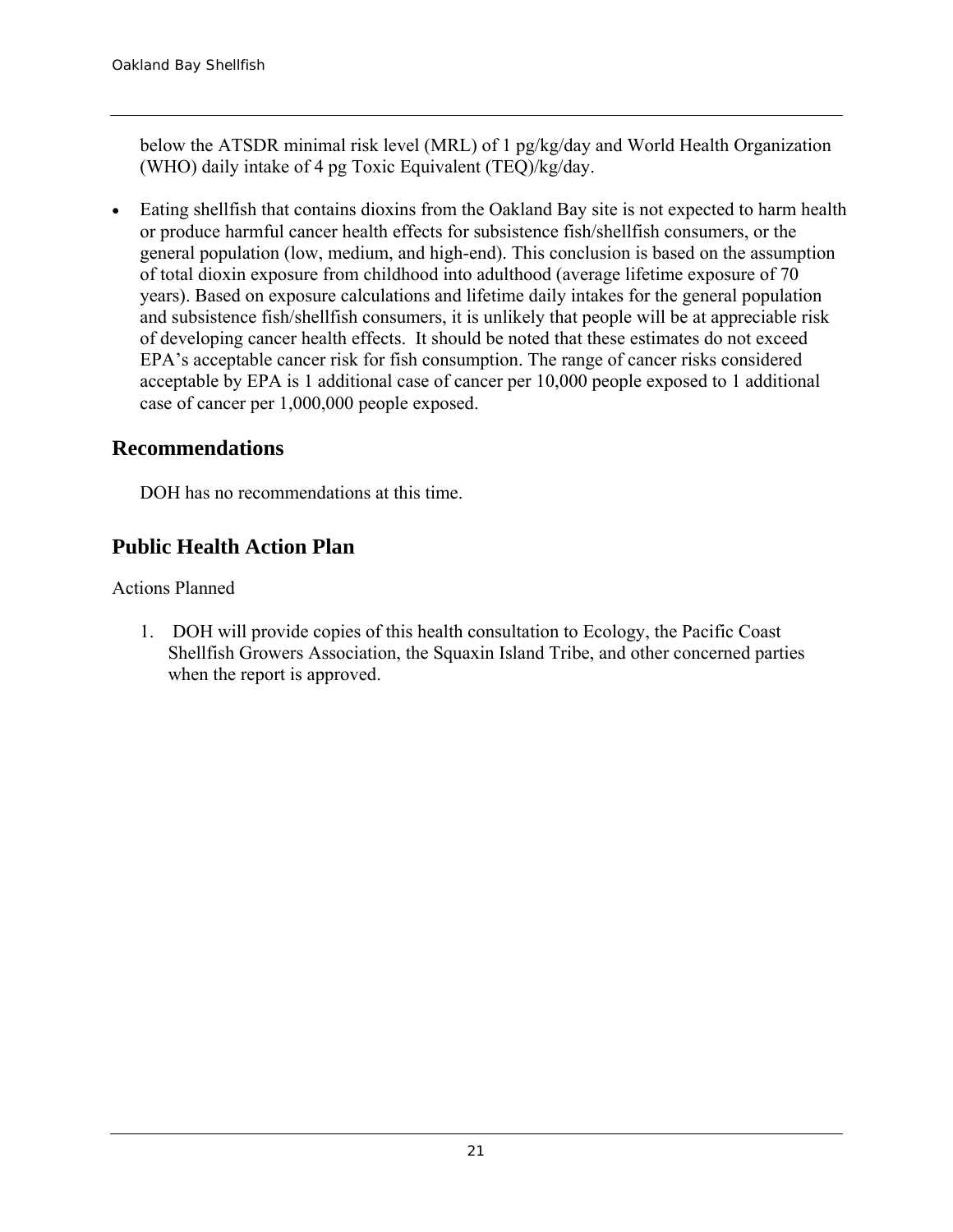below the ATSDR minimal risk level (MRL) of 1 pg/kg/day and World Health Organization (WHO) daily intake of 4 pg Toxic Equivalent (TEQ)/kg/day.

- Eating shellfish that contains dioxins from the Oakland Bay site is not expected to harm health or produce harmful cancer health effects for subsistence fish/shellfish consumers, or the general population (low, medium, and high-end). This conclusion is based on the assumption of total dioxin exposure from childhood into adulthood (average lifetime exposure of 70 years). Based on exposure calculations and lifetime daily intakes for the general population and subsistence fish/shellfish consumers, it is unlikely that people will be at appreciable risk of developing cancer health effects. It should be noted that these estimates do not exceed EPA's acceptable cancer risk for fish consumption. The range of cancer risks considered acceptable by EPA is 1 additional case of cancer per 10,000 people exposed to 1 additional case of cancer per 1,000,000 people exposed.

## Recommendations

DOH has no recommendations at this time.

## Public Health Action Plan

Actions Planned

1. DOH will provide copies of this health consultation to Ecology, the Pacific Coast Shellfish Growers Association, the Squaxin Island Tribe, and other concerned parties when the report is approved.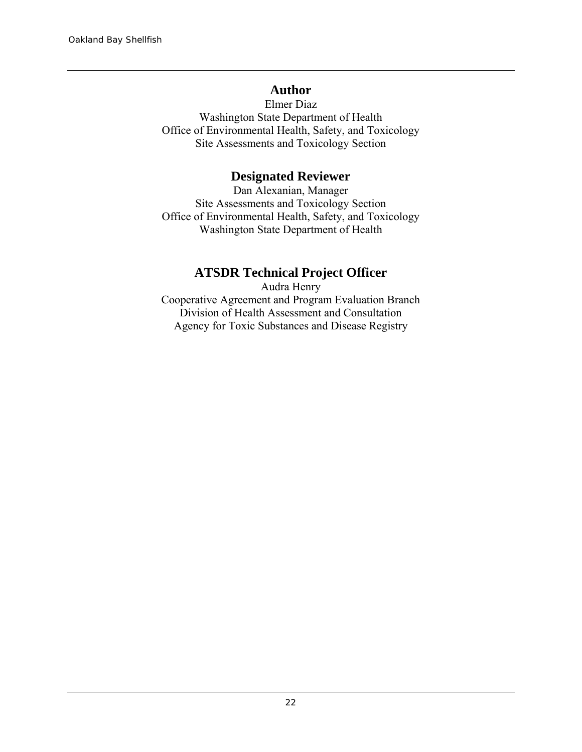## Author

Elmer Diaz
Washington State Department of Health
Office of Environmental Health, Safety, and Toxicology
Site Assessments and Toxicology Section

## Designated Reviewer

Dan Alexanian, Manager
Site Assessments and Toxicology Section
Office of Environmental Health, Safety, and Toxicology
Washington State Department of Health

## ATSDR Technical Project Officer

Audra Henry
Cooperative Agreement and Program Evaluation Branch
Division of Health Assessment and Consultation
Agency for Toxic Substances and Disease Registry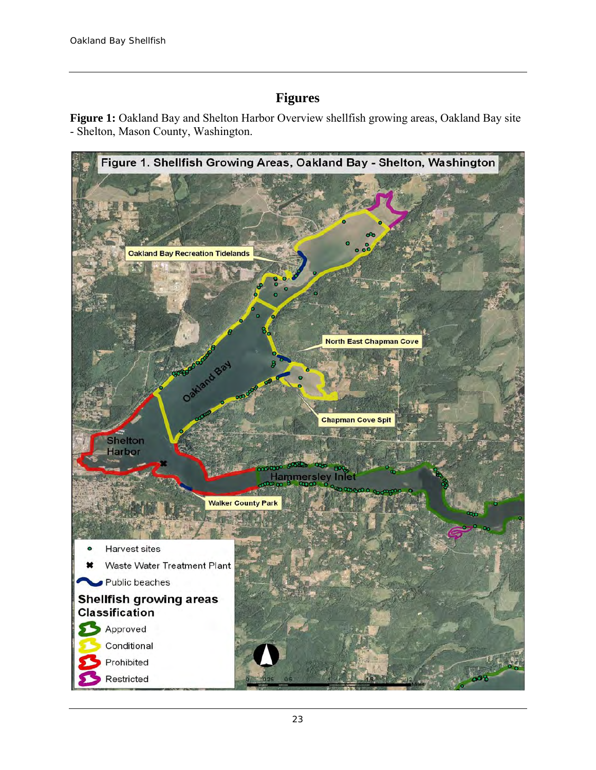# Figures

**Figure 1:** Oakland Bay and Shelton Harbor Overview shellfish growing areas, Oakland Bay site - Shelton, Mason County, Washington.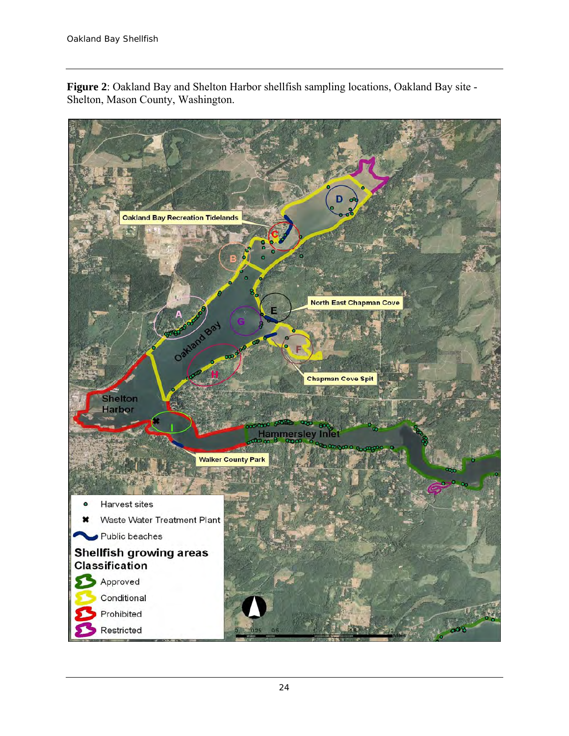**Figure 2**: Oakland Bay and Shelton Harbor shellfish sampling locations, Oakland Bay site - Shelton, Mason County, Washington.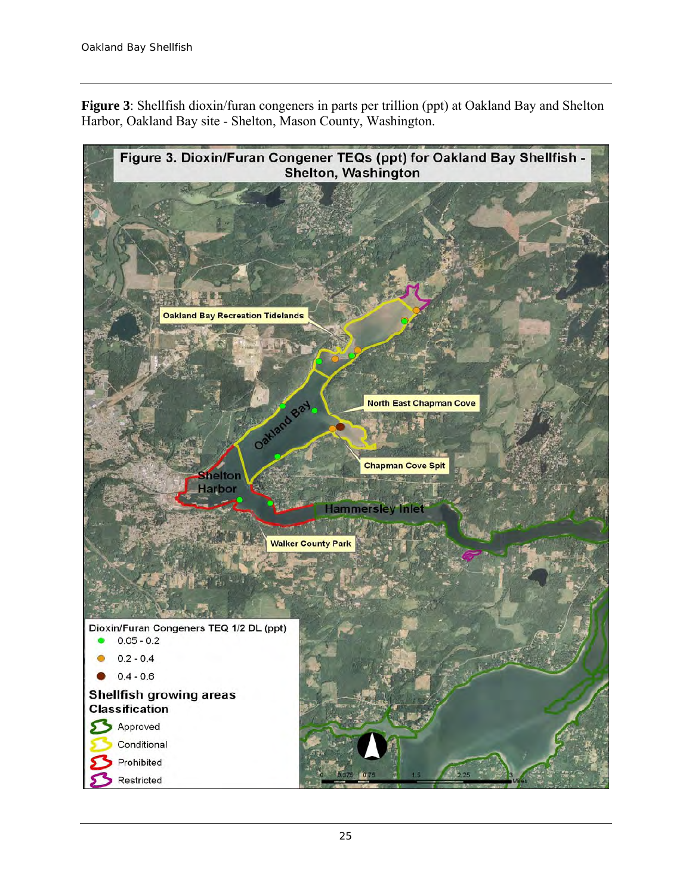**Figure 3**: Shellfish dioxin/furan congeners in parts per trillion (ppt) at Oakland Bay and Shelton Harbor, Oakland Bay site - Shelton, Mason County, Washington.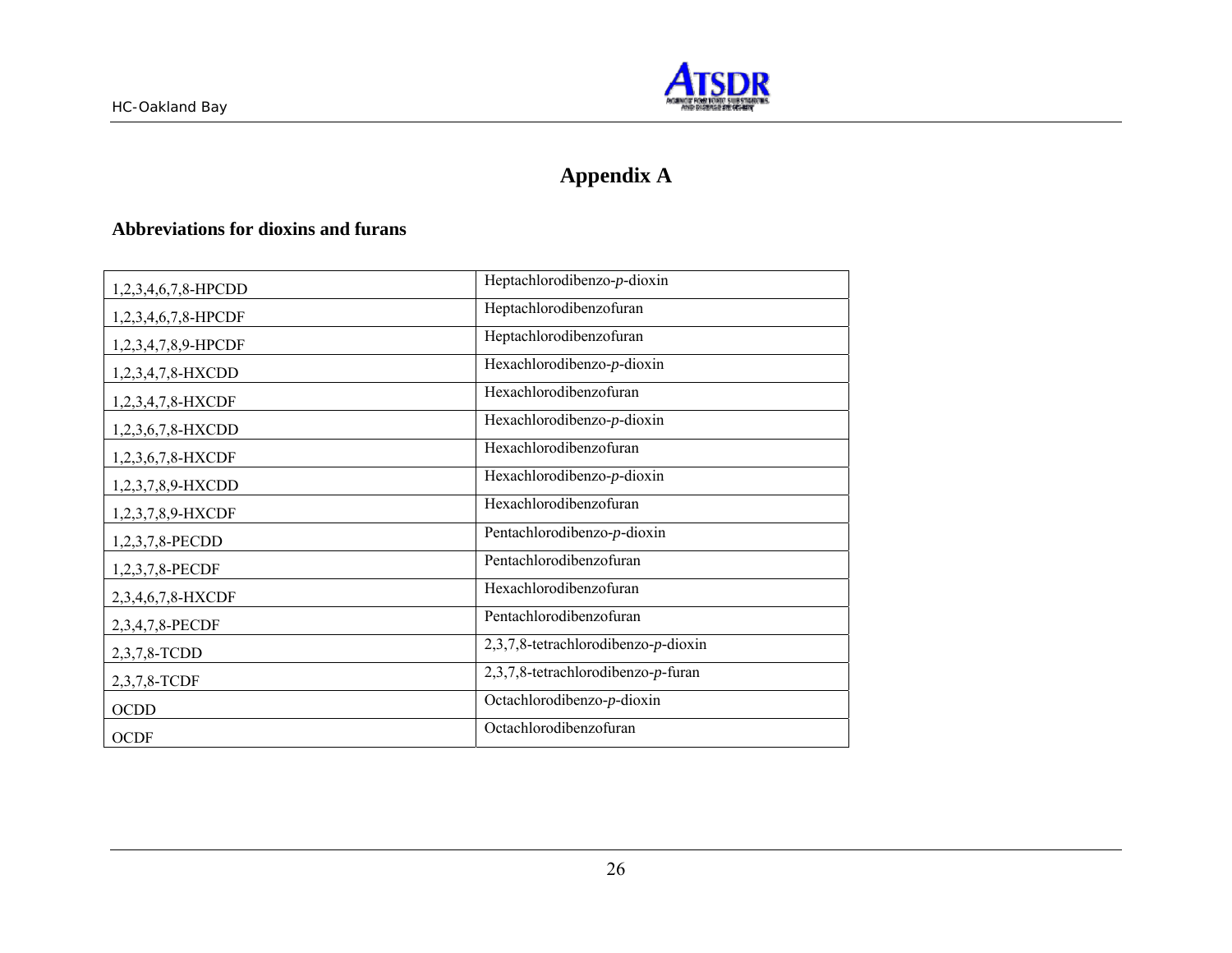# Appendix A

### Abbreviations for dioxins and furans

| | |
|---|---|
| 1,2,3,4,6,7,8-HPCDD | Heptachlorodibenzo-*p*-dioxin |
| 1,2,3,4,6,7,8-HPCDF | Heptachlorodibenzofuran |
| 1,2,3,4,7,8,9-HPCDF | Heptachlorodibenzofuran |
| 1,2,3,4,7,8-HXCDD | Hexachlorodibenzo-*p*-dioxin |
| 1,2,3,4,7,8-HXCDF | Hexachlorodibenzofuran |
| 1,2,3,6,7,8-HXCDD | Hexachlorodibenzo-*p*-dioxin |
| 1,2,3,6,7,8-HXCDF | Hexachlorodibenzofuran |
| 1,2,3,7,8,9-HXCDD | Hexachlorodibenzo-*p*-dioxin |
| 1,2,3,7,8,9-HXCDF | Hexachlorodibenzofuran |
| 1,2,3,7,8-PECDD | Pentachlorodibenzo-*p*-dioxin |
| 1,2,3,7,8-PECDF | Pentachlorodibenzofuran |
| 2,3,4,6,7,8-HXCDF | Hexachlorodibenzofuran |
| 2,3,4,7,8-PECDF | Pentachlorodibenzofuran |
| 2,3,7,8-TCDD | 2,3,7,8-tetrachlorodibenzo-*p*-dioxin |
| 2,3,7,8-TCDF | 2,3,7,8-tetrachlorodibenzo-*p*-furan |
| OCDD | Octachlorodibenzo-*p*-dioxin |
| OCDF | Octachlorodibenzofuran |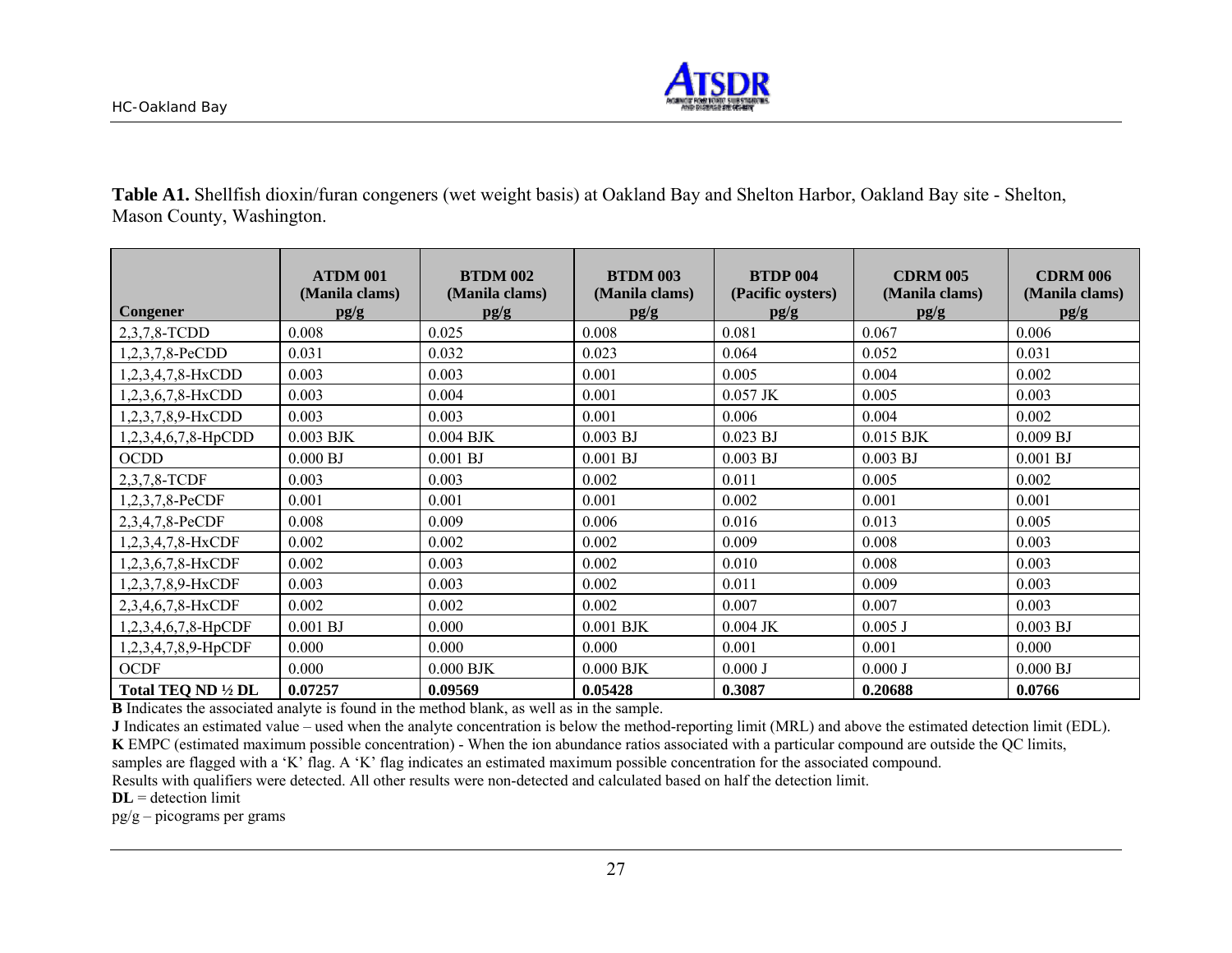**Table A1.** Shellfish dioxin/furan congeners (wet weight basis) at Oakland Bay and Shelton Harbor, Oakland Bay site - Shelton, Mason County, Washington.

| Congener | ATDM 001 (Manila clams) pg/g | BTDM 002 (Manila clams) pg/g | BTDM 003 (Manila clams) pg/g | BTDP 004 (Pacific oysters) pg/g | CDRM 005 (Manila clams) pg/g | CDRM 006 (Manila clams) pg/g |
|---|---|---|---|---|---|---|
| 2,3,7,8-TCDD | 0.008 | 0.025 | 0.008 | 0.081 | 0.067 | 0.006 |
| 1,2,3,7,8-PeCDD | 0.031 | 0.032 | 0.023 | 0.064 | 0.052 | 0.031 |
| 1,2,3,4,7,8-HxCDD | 0.003 | 0.003 | 0.001 | 0.005 | 0.004 | 0.002 |
| 1,2,3,6,7,8-HxCDD | 0.003 | 0.004 | 0.001 | 0.057 JK | 0.005 | 0.003 |
| 1,2,3,7,8,9-HxCDD | 0.003 | 0.003 | 0.001 | 0.006 | 0.004 | 0.002 |
| 1,2,3,4,6,7,8-HpCDD | 0.003 BJK | 0.004 BJK | 0.003 BJ | 0.023 BJ | 0.015 BJK | 0.009 BJ |
| OCDD | 0.000 BJ | 0.001 BJ | 0.001 BJ | 0.003 BJ | 0.003 BJ | 0.001 BJ |
| 2,3,7,8-TCDF | 0.003 | 0.003 | 0.002 | 0.011 | 0.005 | 0.002 |
| 1,2,3,7,8-PeCDF | 0.001 | 0.001 | 0.001 | 0.002 | 0.001 | 0.001 |
| 2,3,4,7,8-PeCDF | 0.008 | 0.009 | 0.006 | 0.016 | 0.013 | 0.005 |
| 1,2,3,4,7,8-HxCDF | 0.002 | 0.002 | 0.002 | 0.009 | 0.008 | 0.003 |
| 1,2,3,6,7,8-HxCDF | 0.002 | 0.003 | 0.002 | 0.010 | 0.008 | 0.003 |
| 1,2,3,7,8,9-HxCDF | 0.003 | 0.003 | 0.002 | 0.011 | 0.009 | 0.003 |
| 2,3,4,6,7,8-HxCDF | 0.002 | 0.002 | 0.002 | 0.007 | 0.007 | 0.003 |
| 1,2,3,4,6,7,8-HpCDF | 0.001 BJ | 0.000 | 0.001 BJK | 0.004 JK | 0.005 J | 0.003 BJ |
| 1,2,3,4,7,8,9-HpCDF | 0.000 | 0.000 | 0.000 | 0.001 | 0.001 | 0.000 |
| OCDF | 0.000 | 0.000 BJK | 0.000 BJK | 0.000 J | 0.000 J | 0.000 BJ |
| **Total TEQ ND ½ DL** | **0.07257** | **0.09569** | **0.05428** | **0.3087** | **0.20688** | **0.0766** |

**B** Indicates the associated analyte is found in the method blank, as well as in the sample.
**J** Indicates an estimated value – used when the analyte concentration is below the method-reporting limit (MRL) and above the estimated detection limit (EDL).
**K** EMPC (estimated maximum possible concentration) - When the ion abundance ratios associated with a particular compound are outside the QC limits, samples are flagged with a 'K' flag. A 'K' flag indicates an estimated maximum possible concentration for the associated compound.
Results with qualifiers were detected. All other results were non-detected and calculated based on half the detection limit.
**DL** = detection limit
pg/g – picograms per grams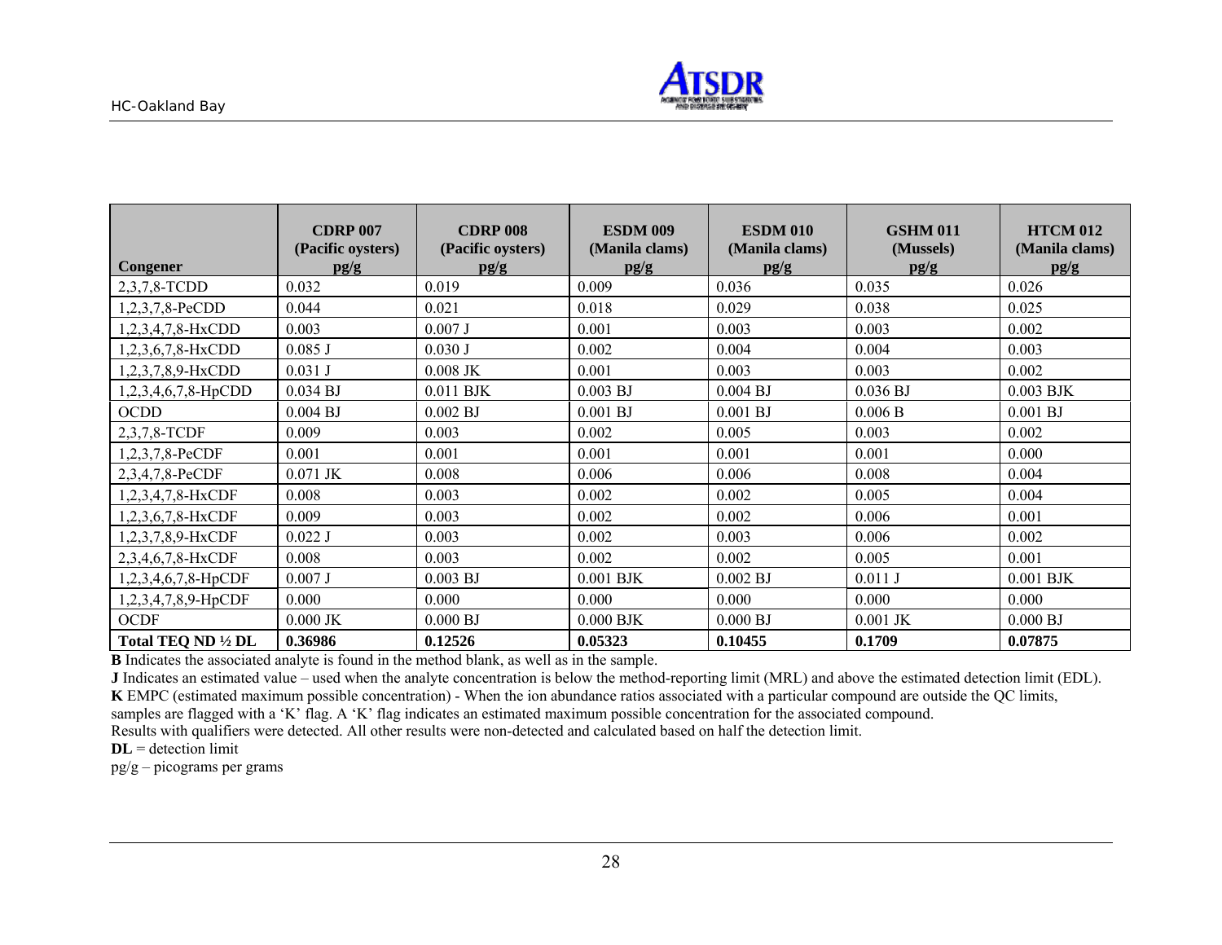| Congener | CDRP 007 (Pacific oysters) pg/g | CDRP 008 (Pacific oysters) pg/g | ESDM 009 (Manila clams) pg/g | ESDM 010 (Manila clams) pg/g | GSHM 011 (Mussels) pg/g | HTCM 012 (Manila clams) pg/g |
|---|---|---|---|---|---|---|
| 2,3,7,8-TCDD | 0.032 | 0.019 | 0.009 | 0.036 | 0.035 | 0.026 |
| 1,2,3,7,8-PeCDD | 0.044 | 0.021 | 0.018 | 0.029 | 0.038 | 0.025 |
| 1,2,3,4,7,8-HxCDD | 0.003 | 0.007 J | 0.001 | 0.003 | 0.003 | 0.002 |
| 1,2,3,6,7,8-HxCDD | 0.085 J | 0.030 J | 0.002 | 0.004 | 0.004 | 0.003 |
| 1,2,3,7,8,9-HxCDD | 0.031 J | 0.008 JK | 0.001 | 0.003 | 0.003 | 0.002 |
| 1,2,3,4,6,7,8-HpCDD | 0.034 BJ | 0.011 BJK | 0.003 BJ | 0.004 BJ | 0.036 BJ | 0.003 BJK |
| OCDD | 0.004 BJ | 0.002 BJ | 0.001 BJ | 0.001 BJ | 0.006 B | 0.001 BJ |
| 2,3,7,8-TCDF | 0.009 | 0.003 | 0.002 | 0.005 | 0.003 | 0.002 |
| 1,2,3,7,8-PeCDF | 0.001 | 0.001 | 0.001 | 0.001 | 0.001 | 0.000 |
| 2,3,4,7,8-PeCDF | 0.071 JK | 0.008 | 0.006 | 0.006 | 0.008 | 0.004 |
| 1,2,3,4,7,8-HxCDF | 0.008 | 0.003 | 0.002 | 0.002 | 0.005 | 0.004 |
| 1,2,3,6,7,8-HxCDF | 0.009 | 0.003 | 0.002 | 0.002 | 0.006 | 0.001 |
| 1,2,3,7,8,9-HxCDF | 0.022 J | 0.003 | 0.002 | 0.003 | 0.006 | 0.002 |
| 2,3,4,6,7,8-HxCDF | 0.008 | 0.003 | 0.002 | 0.002 | 0.005 | 0.001 |
| 1,2,3,4,6,7,8-HpCDF | 0.007 J | 0.003 BJ | 0.001 BJK | 0.002 BJ | 0.011 J | 0.001 BJK |
| 1,2,3,4,7,8,9-HpCDF | 0.000 | 0.000 | 0.000 | 0.000 | 0.000 | 0.000 |
| OCDF | 0.000 JK | 0.000 BJ | 0.000 BJK | 0.000 BJ | 0.001 JK | 0.000 BJ |
| **Total TEQ ND ½ DL** | **0.36986** | **0.12526** | **0.05323** | **0.10455** | **0.1709** | **0.07875** |

**B** Indicates the associated analyte is found in the method blank, as well as in the sample.

**J** Indicates an estimated value – used when the analyte concentration is below the method-reporting limit (MRL) and above the estimated detection limit (EDL).

**K** EMPC (estimated maximum possible concentration) - When the ion abundance ratios associated with a particular compound are outside the QC limits, samples are flagged with a 'K' flag. A 'K' flag indicates an estimated maximum possible concentration for the associated compound.

Results with qualifiers were detected. All other results were non-detected and calculated based on half the detection limit.

**DL** = detection limit

pg/g – picograms per grams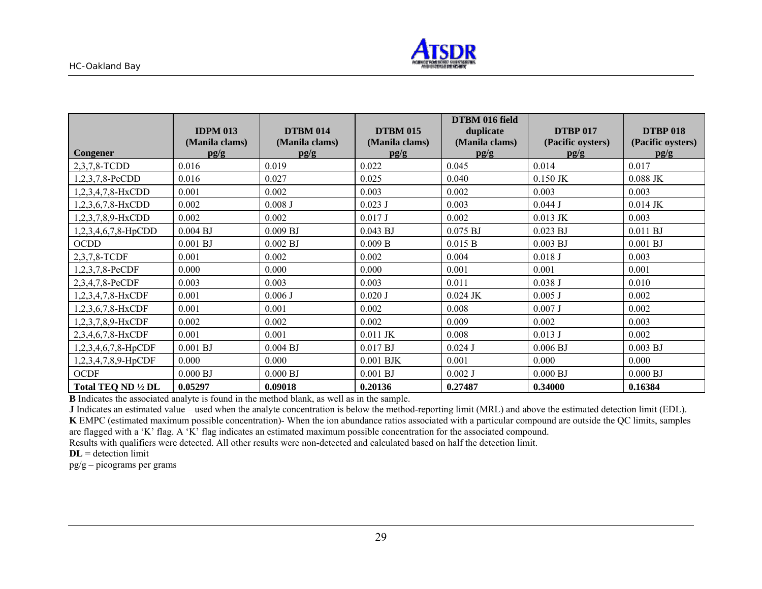| Congener | IDPM 013 (Manila clams) pg/g | DTBM 014 (Manila clams) pg/g | DTBM 015 (Manila clams) pg/g | DTBM 016 field duplicate (Manila clams) pg/g | DTBP 017 (Pacific oysters) pg/g | DTBP 018 (Pacific oysters) pg/g |
|---|---|---|---|---|---|---|
| 2,3,7,8-TCDD | 0.016 | 0.019 | 0.022 | 0.045 | 0.014 | 0.017 |
| 1,2,3,7,8-PeCDD | 0.016 | 0.027 | 0.025 | 0.040 | 0.150 JK | 0.088 JK |
| 1,2,3,4,7,8-HxCDD | 0.001 | 0.002 | 0.003 | 0.002 | 0.003 | 0.003 |
| 1,2,3,6,7,8-HxCDD | 0.002 | 0.008 J | 0.023 J | 0.003 | 0.044 J | 0.014 JK |
| 1,2,3,7,8,9-HxCDD | 0.002 | 0.002 | 0.017 J | 0.002 | 0.013 JK | 0.003 |
| 1,2,3,4,6,7,8-HpCDD | 0.004 BJ | 0.009 BJ | 0.043 BJ | 0.075 BJ | 0.023 BJ | 0.011 BJ |
| OCDD | 0.001 BJ | 0.002 BJ | 0.009 B | 0.015 B | 0.003 BJ | 0.001 BJ |
| 2,3,7,8-TCDF | 0.001 | 0.002 | 0.002 | 0.004 | 0.018 J | 0.003 |
| 1,2,3,7,8-PeCDF | 0.000 | 0.000 | 0.000 | 0.001 | 0.001 | 0.001 |
| 2,3,4,7,8-PeCDF | 0.003 | 0.003 | 0.003 | 0.011 | 0.038 J | 0.010 |
| 1,2,3,4,7,8-HxCDF | 0.001 | 0.006 J | 0.020 J | 0.024 JK | 0.005 J | 0.002 |
| 1,2,3,6,7,8-HxCDF | 0.001 | 0.001 | 0.002 | 0.008 | 0.007 J | 0.002 |
| 1,2,3,7,8,9-HxCDF | 0.002 | 0.002 | 0.002 | 0.009 | 0.002 | 0.003 |
| 2,3,4,6,7,8-HxCDF | 0.001 | 0.001 | 0.011 JK | 0.008 | 0.013 J | 0.002 |
| 1,2,3,4,6,7,8-HpCDF | 0.001 BJ | 0.004 BJ | 0.017 BJ | 0.024 J | 0.006 BJ | 0.003 BJ |
| 1,2,3,4,7,8,9-HpCDF | 0.000 | 0.000 | 0.001 BJK | 0.001 | 0.000 | 0.000 |
| OCDF | 0.000 BJ | 0.000 BJ | 0.001 BJ | 0.002 J | 0.000 BJ | 0.000 BJ |
| **Total TEQ ND ½ DL** | **0.05297** | **0.09018** | **0.20136** | **0.27487** | **0.34000** | **0.16384** |

**B** Indicates the associated analyte is found in the method blank, as well as in the sample.
**J** Indicates an estimated value – used when the analyte concentration is below the method-reporting limit (MRL) and above the estimated detection limit (EDL).
**K** EMPC (estimated maximum possible concentration)- When the ion abundance ratios associated with a particular compound are outside the QC limits, samples are flagged with a 'K' flag. A 'K' flag indicates an estimated maximum possible concentration for the associated compound.
Results with qualifiers were detected. All other results were non-detected and calculated based on half the detection limit.
**DL** = detection limit
pg/g – picograms per grams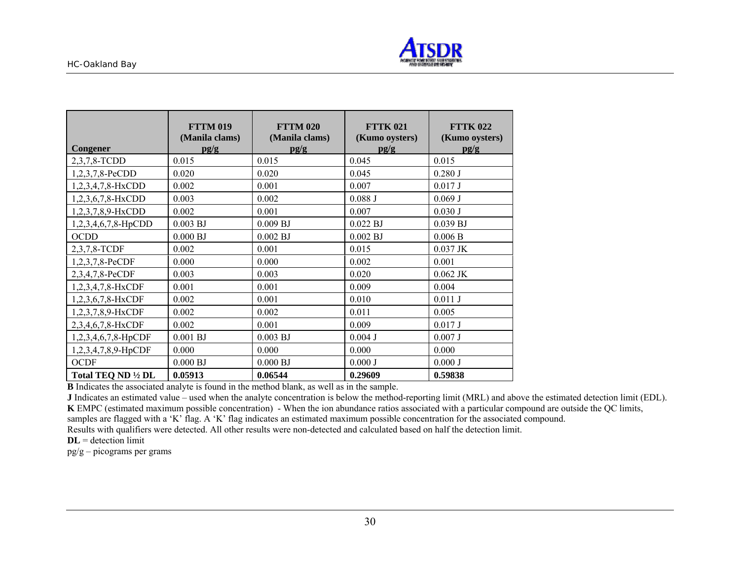| Congener | FTTM 019 (Manila clams) pg/g | FTTM 020 (Manila clams) pg/g | FTTK 021 (Kumo oysters) pg/g | FTTK 022 (Kumo oysters) pg/g |
|---|---|---|---|---|
| 2,3,7,8-TCDD | 0.015 | 0.015 | 0.045 | 0.015 |
| 1,2,3,7,8-PeCDD | 0.020 | 0.020 | 0.045 | 0.280 J |
| 1,2,3,4,7,8-HxCDD | 0.002 | 0.001 | 0.007 | 0.017 J |
| 1,2,3,6,7,8-HxCDD | 0.003 | 0.002 | 0.088 J | 0.069 J |
| 1,2,3,7,8,9-HxCDD | 0.002 | 0.001 | 0.007 | 0.030 J |
| 1,2,3,4,6,7,8-HpCDD | 0.003 BJ | 0.009 BJ | 0.022 BJ | 0.039 BJ |
| OCDD | 0.000 BJ | 0.002 BJ | 0.002 BJ | 0.006 B |
| 2,3,7,8-TCDF | 0.002 | 0.001 | 0.015 | 0.037 JK |
| 1,2,3,7,8-PeCDF | 0.000 | 0.000 | 0.002 | 0.001 |
| 2,3,4,7,8-PeCDF | 0.003 | 0.003 | 0.020 | 0.062 JK |
| 1,2,3,4,7,8-HxCDF | 0.001 | 0.001 | 0.009 | 0.004 |
| 1,2,3,6,7,8-HxCDF | 0.002 | 0.001 | 0.010 | 0.011 J |
| 1,2,3,7,8,9-HxCDF | 0.002 | 0.002 | 0.011 | 0.005 |
| 2,3,4,6,7,8-HxCDF | 0.002 | 0.001 | 0.009 | 0.017 J |
| 1,2,3,4,6,7,8-HpCDF | 0.001 BJ | 0.003 BJ | 0.004 J | 0.007 J |
| 1,2,3,4,7,8,9-HpCDF | 0.000 | 0.000 | 0.000 | 0.000 |
| OCDF | 0.000 BJ | 0.000 BJ | 0.000 J | 0.000 J |
| **Total TEQ ND ½ DL** | **0.05913** | **0.06544** | **0.29609** | **0.59838** |

**B** Indicates the associated analyte is found in the method blank, as well as in the sample.

**J** Indicates an estimated value – used when the analyte concentration is below the method-reporting limit (MRL) and above the estimated detection limit (EDL).

**K** EMPC (estimated maximum possible concentration) - When the ion abundance ratios associated with a particular compound are outside the QC limits, samples are flagged with a 'K' flag. A 'K' flag indicates an estimated maximum possible concentration for the associated compound.

Results with qualifiers were detected. All other results were non-detected and calculated based on half the detection limit.

**DL** = detection limit

pg/g – picograms per grams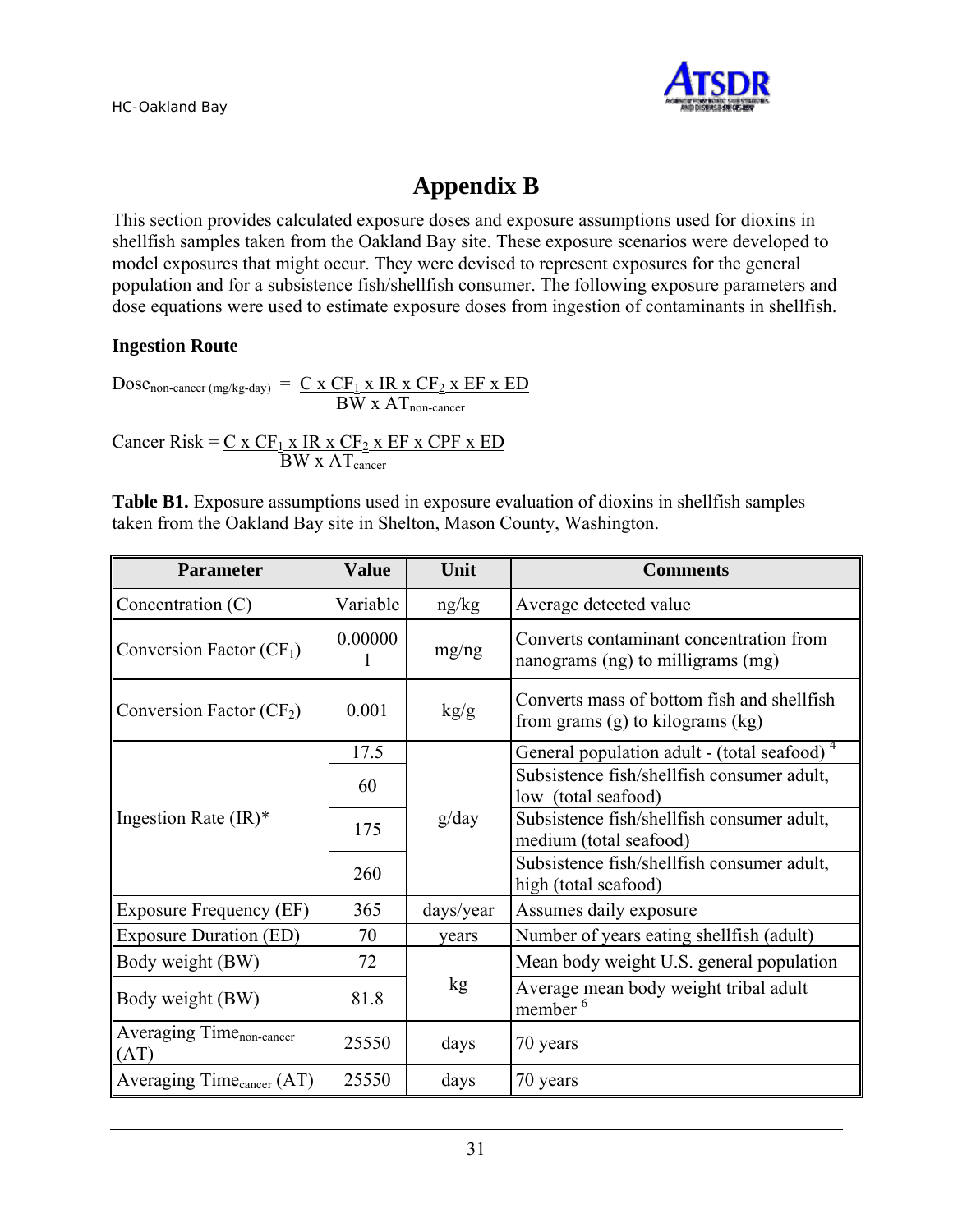# Appendix B

This section provides calculated exposure doses and exposure assumptions used for dioxins in shellfish samples taken from the Oakland Bay site. These exposure scenarios were developed to model exposures that might occur. They were devised to represent exposures for the general population and for a subsistence fish/shellfish consumer. The following exposure parameters and dose equations were used to estimate exposure doses from ingestion of contaminants in shellfish.

**Ingestion Route**

$$Dose_{\text{non-cancer (mg/kg-day)}} = \frac{C \times CF_1 \times IR \times CF_2 \times EF \times ED}{BW \times AT_{\text{non-cancer}}}$$

$$\text{Cancer Risk} = \frac{C \times CF_1 \times IR \times CF_2 \times EF \times CPF \times ED}{BW \times AT_{\text{cancer}}}$$

**Table B1.** Exposure assumptions used in exposure evaluation of dioxins in shellfish samples taken from the Oakland Bay site in Shelton, Mason County, Washington.

| Parameter | Value | Unit | Comments |
|---|---|---|---|
| Concentration (C) | Variable | ng/kg | Average detected value |
| Conversion Factor ($CF_1$) | 0.000001 | mg/ng | Converts contaminant concentration from nanograms (ng) to milligrams (mg) |
| Conversion Factor ($CF_2$) | 0.001 | kg/g | Converts mass of bottom fish and shellfish from grams (g) to kilograms (kg) |
| Ingestion Rate (IR)* | 17.5 | g/day | General population adult - (total seafood) [4] |
| | 60 | | Subsistence fish/shellfish consumer adult, low (total seafood) |
| | 175 | | Subsistence fish/shellfish consumer adult, medium (total seafood) |
| | 260 | | Subsistence fish/shellfish consumer adult, high (total seafood) |
| Exposure Frequency (EF) | 365 | days/year | Assumes daily exposure |
| Exposure Duration (ED) | 70 | years | Number of years eating shellfish (adult) |
| Body weight (BW) | 72 | kg | Mean body weight U.S. general population |
| Body weight (BW) | 81.8 | | Average mean body weight tribal adult member [6] |
| Averaging Time$_{\text{non-cancer}}$ (AT) | 25550 | days | 70 years |
| Averaging Time$_{\text{cancer}}$ (AT) | 25550 | days | 70 years |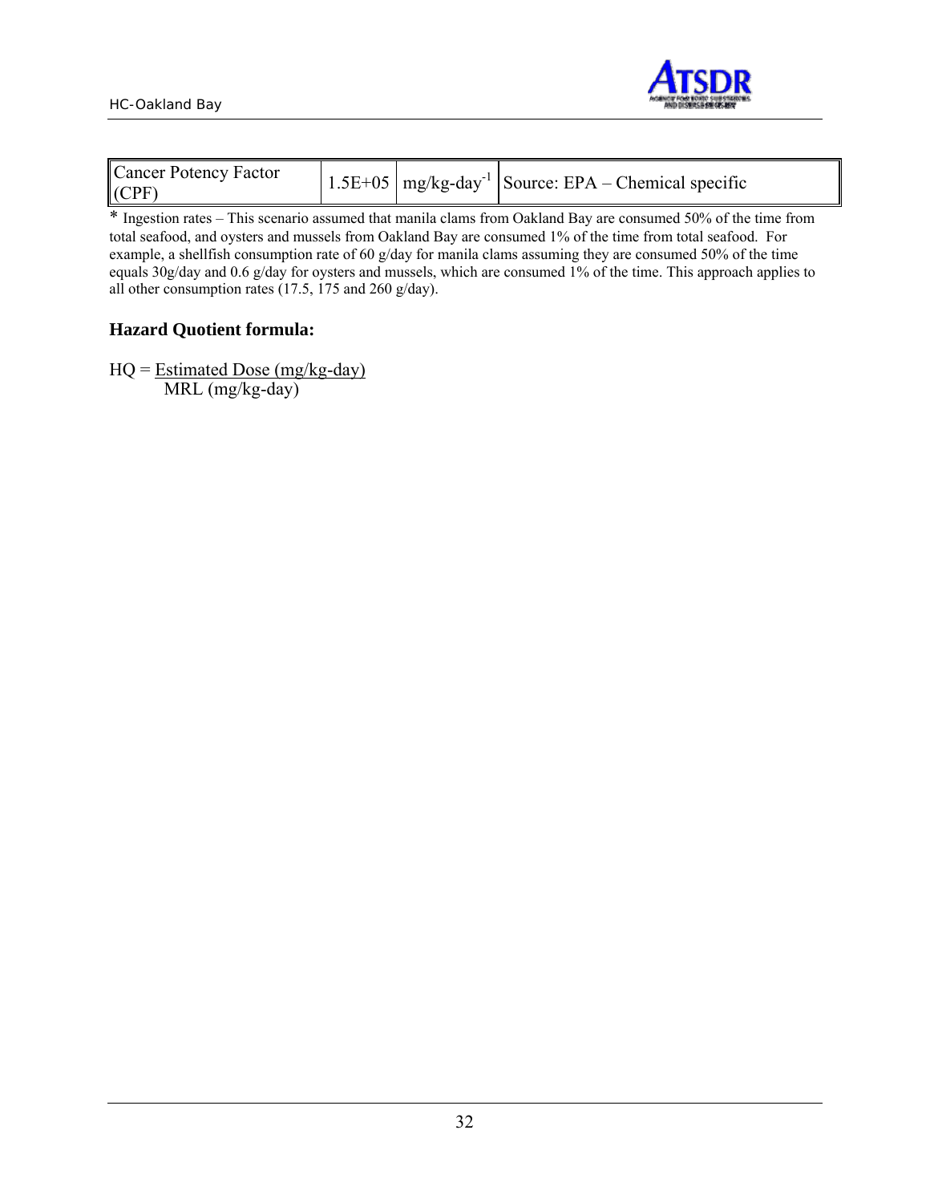| Cancer Potency Factor (CPF) | 1.5E+05 | $mg/kg\text{-}day^{-1}$ | Source: EPA – Chemical specific |
|---|---|---|---|

* Ingestion rates – This scenario assumed that manila clams from Oakland Bay are consumed 50% of the time from total seafood, and oysters and mussels from Oakland Bay are consumed 1% of the time from total seafood. For example, a shellfish consumption rate of 60 g/day for manila clams assuming they are consumed 50% of the time equals 30g/day and 0.6 g/day for oysters and mussels, which are consumed 1% of the time. This approach applies to all other consumption rates (17.5, 175 and 260 g/day).

### Hazard Quotient formula:

$$HQ = \frac{\text{Estimated Dose (mg/kg-day)}}{\text{MRL (mg/kg-day)}}$$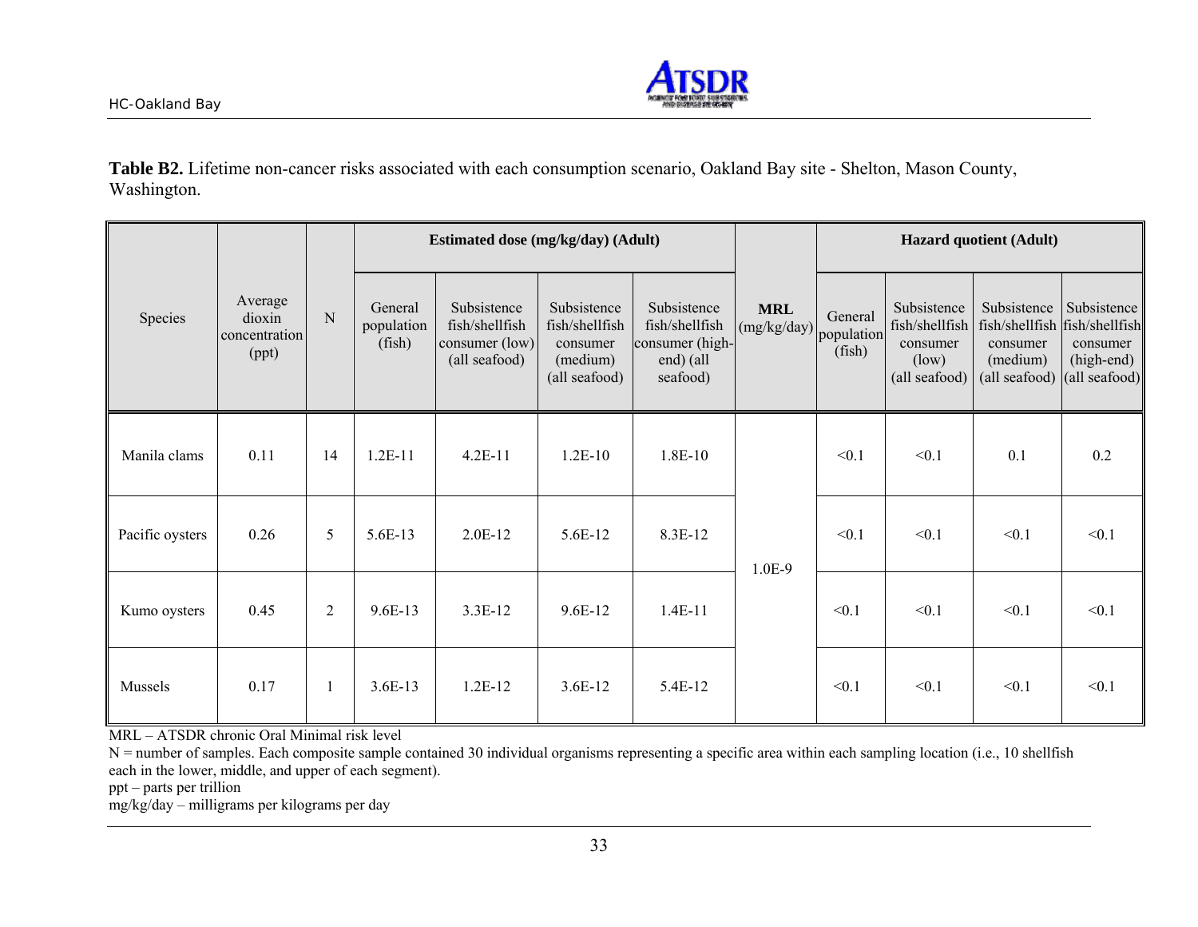**Table B2.** Lifetime non-cancer risks associated with each consumption scenario, Oakland Bay site - Shelton, Mason County, Washington.

| Species | Average dioxin concentration (ppt) | N | Estimated dose (mg/kg/day) (Adult) | | | | MRL (mg/kg/day) | Hazard quotient (Adult) | | | |
|---|---|---|---|---|---|---|---|---|---|---|---|
| | | | General population (fish) | Subsistence fish/shellfish consumer (low) (all seafood) | Subsistence fish/shellfish consumer (medium) (all seafood) | Subsistence fish/shellfish consumer (high-end) (all seafood) | | General population (fish) | Subsistence fish/shellfish consumer (low) (all seafood) | Subsistence fish/shellfish consumer (medium) (all seafood) | Subsistence fish/shellfish consumer (high-end) (all seafood) |
| Manila clams | 0.11 | 14 | 1.2E-11 | 4.2E-11 | 1.2E-10 | 1.8E-10 | 1.0E-9 | <0.1 | <0.1 | 0.1 | 0.2 |
| Pacific oysters | 0.26 | 5 | 5.6E-13 | 2.0E-12 | 5.6E-12 | 8.3E-12 | | <0.1 | <0.1 | <0.1 | <0.1 |
| Kumo oysters | 0.45 | 2 | 9.6E-13 | 3.3E-12 | 9.6E-12 | 1.4E-11 | | <0.1 | <0.1 | <0.1 | <0.1 |
| Mussels | 0.17 | 1 | 3.6E-13 | 1.2E-12 | 3.6E-12 | 5.4E-12 | | <0.1 | <0.1 | <0.1 | <0.1 |

MRL – ATSDR chronic Oral Minimal risk level

N = number of samples. Each composite sample contained 30 individual organisms representing a specific area within each sampling location (i.e., 10 shellfish each in the lower, middle, and upper of each segment).

ppt – parts per trillion

mg/kg/day – milligrams per kilograms per day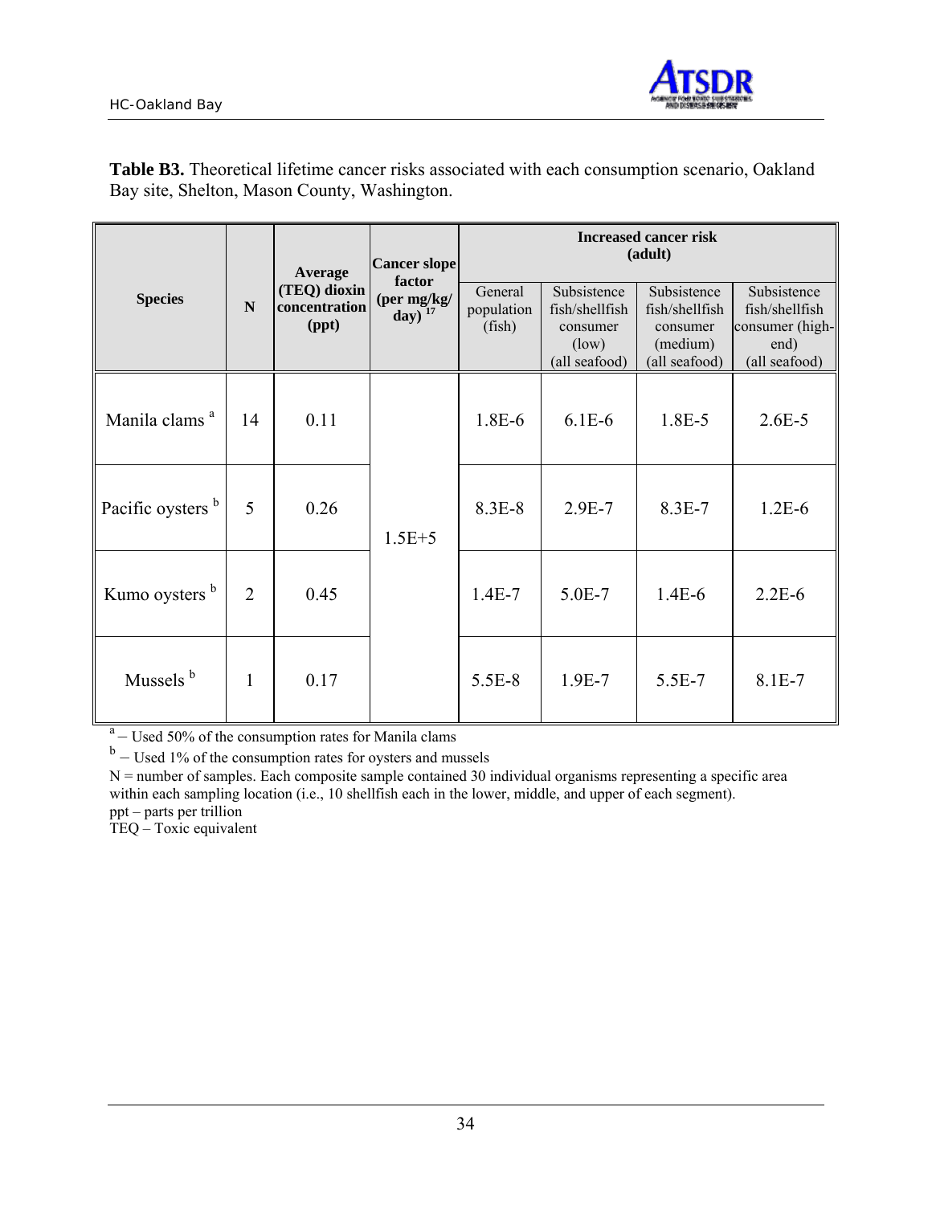**Table B3.** Theoretical lifetime cancer risks associated with each consumption scenario, Oakland Bay site, Shelton, Mason County, Washington.

| Species | N | Average (TEQ) dioxin concentration (ppt) | Cancer slope factor (per mg/kg/day) [17] | Increased cancer risk (adult) | | | |
|---|---|---|---|---|---|---|---|
| | | | | General population (fish) | Subsistence fish/shellfish consumer (low) (all seafood) | Subsistence fish/shellfish consumer (medium) (all seafood) | Subsistence fish/shellfish consumer (high-end) (all seafood) |
| Manila clams [a] | 14 | 0.11 | 1.5E+5 | 1.8E-6 | 6.1E-6 | 1.8E-5 | 2.6E-5 |
| Pacific oysters [b] | 5 | 0.26 | | 8.3E-8 | 2.9E-7 | 8.3E-7 | 1.2E-6 |
| Kumo oysters [b] | 2 | 0.45 | | 1.4E-7 | 5.0E-7 | 1.4E-6 | 2.2E-6 |
| Mussels [b] | 1 | 0.17 | | 5.5E-8 | 1.9E-7 | 5.5E-7 | 8.1E-7 |

[a] – Used 50% of the consumption rates for Manila clams

[b] – Used 1% of the consumption rates for oysters and mussels

N = number of samples. Each composite sample contained 30 individual organisms representing a specific area within each sampling location (i.e., 10 shellfish each in the lower, middle, and upper of each segment).

ppt – parts per trillion

TEQ – Toxic equivalent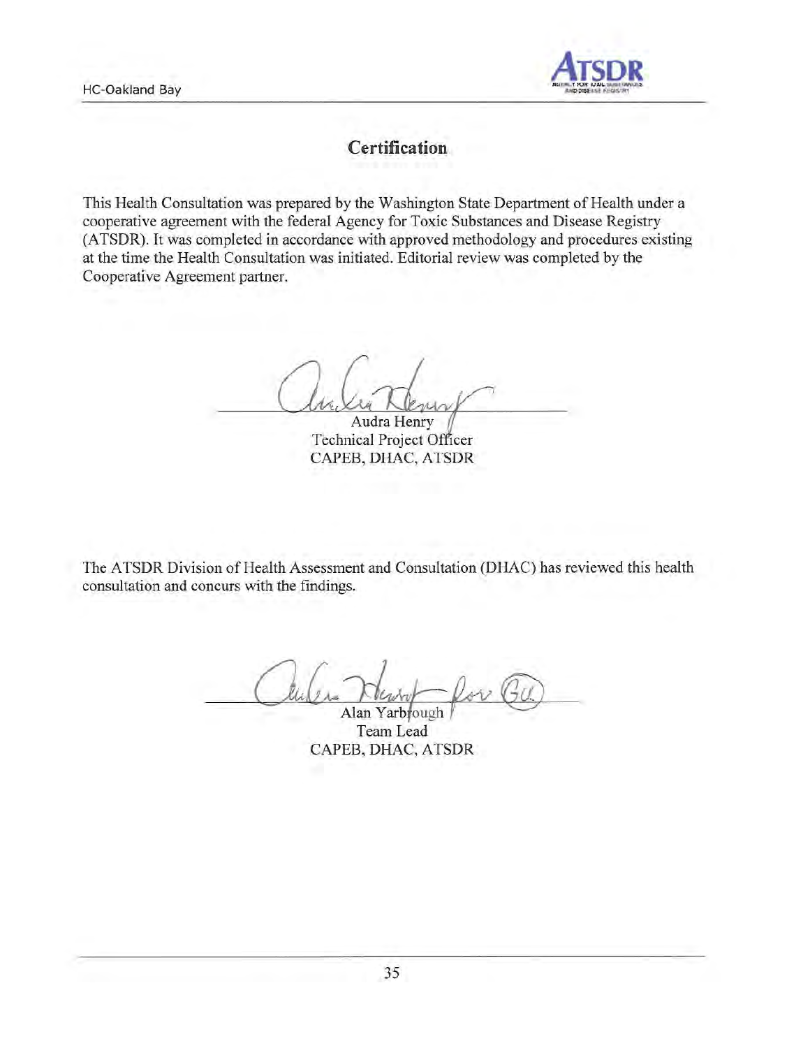## Certification

This Health Consultation was prepared by the Washington State Department of Health under a cooperative agreement with the federal Agency for Toxic Substances and Disease Registry (ATSDR). It was completed in accordance with approved methodology and procedures existing at the time the Health Consultation was initiated. Editorial review was completed by the Cooperative Agreement partner.

Audra Henry
Technical Project Officer
CAPEB, DHAC, ATSDR

The ATSDR Division of Health Assessment and Consultation (DHAC) has reviewed this health consultation and concurs with the findings.

Alan Yarbrough
Team Lead
CAPEB, DHAC, ATSDR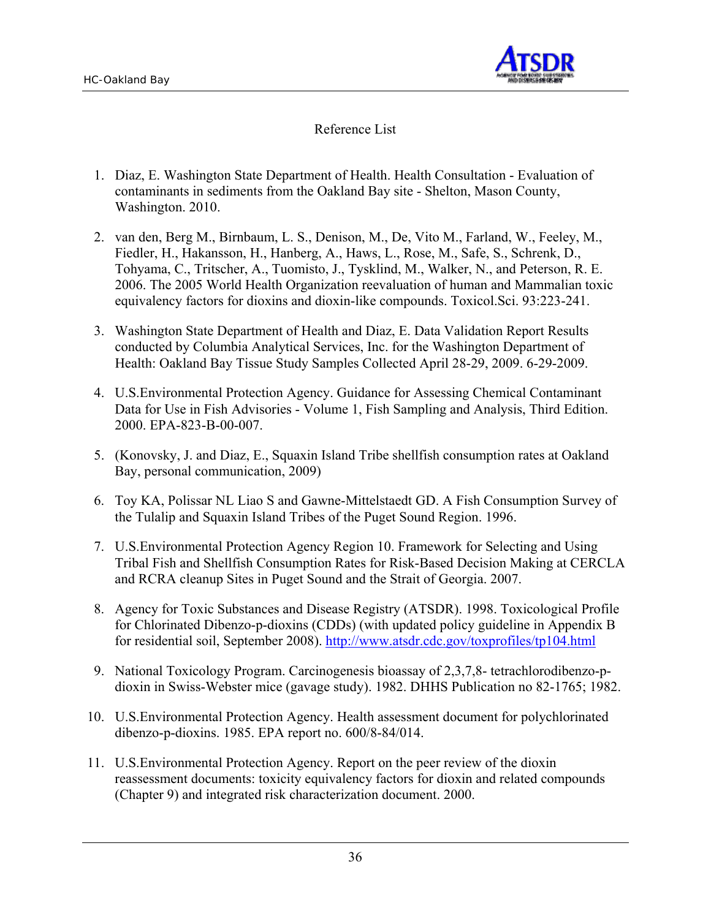Reference List

1. Diaz, E. Washington State Department of Health. Health Consultation - Evaluation of contaminants in sediments from the Oakland Bay site - Shelton, Mason County, Washington. 2010.

2. van den, Berg M., Birnbaum, L. S., Denison, M., De, Vito M., Farland, W., Feeley, M., Fiedler, H., Hakansson, H., Hanberg, A., Haws, L., Rose, M., Safe, S., Schrenk, D., Tohyama, C., Tritscher, A., Tuomisto, J., Tysklind, M., Walker, N., and Peterson, R. E. 2006. The 2005 World Health Organization reevaluation of human and Mammalian toxic equivalency factors for dioxins and dioxin-like compounds. Toxicol.Sci. 93:223-241.

3. Washington State Department of Health and Diaz, E. Data Validation Report Results conducted by Columbia Analytical Services, Inc. for the Washington Department of Health: Oakland Bay Tissue Study Samples Collected April 28-29, 2009. 6-29-2009.

4. U.S.Environmental Protection Agency. Guidance for Assessing Chemical Contaminant Data for Use in Fish Advisories - Volume 1, Fish Sampling and Analysis, Third Edition. 2000. EPA-823-B-00-007.

5. (Konovsky, J. and Diaz, E., Squaxin Island Tribe shellfish consumption rates at Oakland Bay, personal communication, 2009)

6. Toy KA, Polissar NL Liao S and Gawne-Mittelstaedt GD. A Fish Consumption Survey of the Tulalip and Squaxin Island Tribes of the Puget Sound Region. 1996.

7. U.S.Environmental Protection Agency Region 10. Framework for Selecting and Using Tribal Fish and Shellfish Consumption Rates for Risk-Based Decision Making at CERCLA and RCRA cleanup Sites in Puget Sound and the Strait of Georgia. 2007.

8. Agency for Toxic Substances and Disease Registry (ATSDR). 1998. Toxicological Profile for Chlorinated Dibenzo-p-dioxins (CDDs) (with updated policy guideline in Appendix B for residential soil, September 2008). http://www.atsdr.cdc.gov/toxprofiles/tp104.html

9. National Toxicology Program. Carcinogenesis bioassay of 2,3,7,8- tetrachlorodibenzo-p-dioxin in Swiss-Webster mice (gavage study). 1982. DHHS Publication no 82-1765; 1982.

10. U.S.Environmental Protection Agency. Health assessment document for polychlorinated dibenzo-p-dioxins. 1985. EPA report no. 600/8-84/014.

11. U.S.Environmental Protection Agency. Report on the peer review of the dioxin reassessment documents: toxicity equivalency factors for dioxin and related compounds (Chapter 9) and integrated risk characterization document. 2000.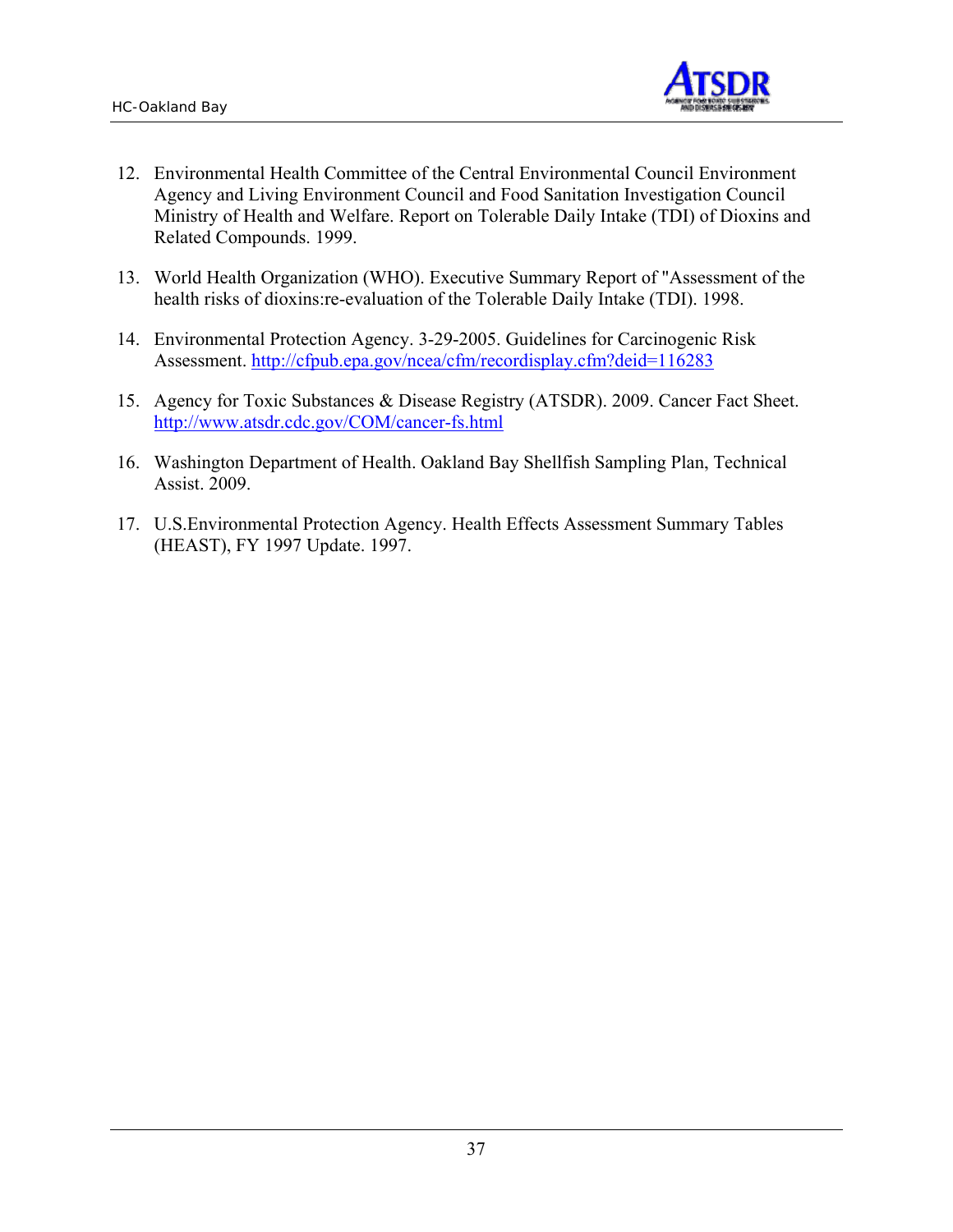12. Environmental Health Committee of the Central Environmental Council Environment Agency and Living Environment Council and Food Sanitation Investigation Council Ministry of Health and Welfare. Report on Tolerable Daily Intake (TDI) of Dioxins and Related Compounds. 1999.

13. World Health Organization (WHO). Executive Summary Report of "Assessment of the health risks of dioxins:re-evaluation of the Tolerable Daily Intake (TDI). 1998.

14. Environmental Protection Agency. 3-29-2005. Guidelines for Carcinogenic Risk Assessment. http://cfpub.epa.gov/ncea/cfm/recordisplay.cfm?deid=116283

15. Agency for Toxic Substances & Disease Registry (ATSDR). 2009. Cancer Fact Sheet. http://www.atsdr.cdc.gov/COM/cancer-fs.html

16. Washington Department of Health. Oakland Bay Shellfish Sampling Plan, Technical Assist. 2009.

17. U.S.Environmental Protection Agency. Health Effects Assessment Summary Tables (HEAST), FY 1997 Update. 1997.